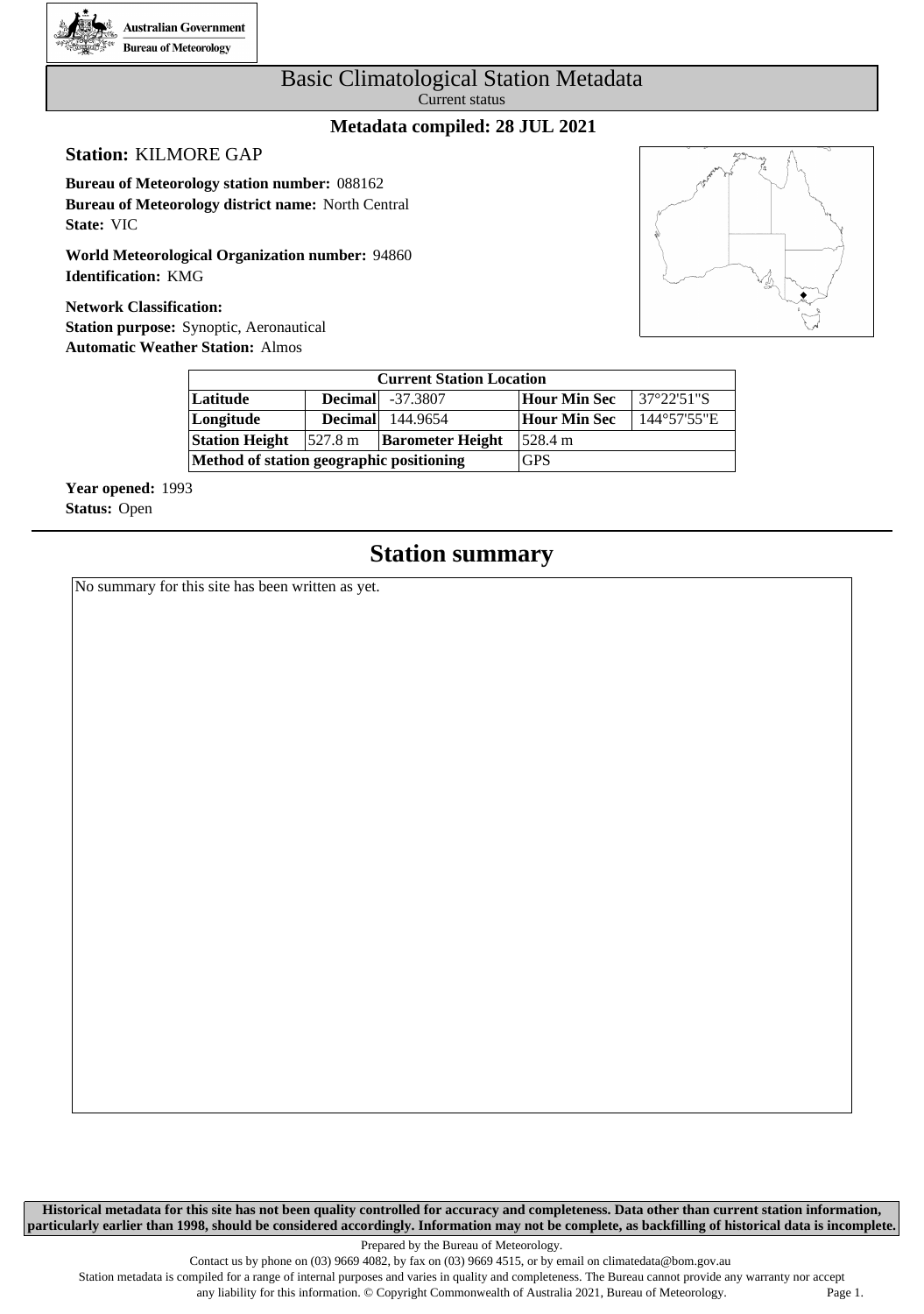Australian Government
Bureau of Meteorology

# Basic Climatological Station Metadata

Current status

**Metadata compiled: 28 JUL 2021**

**Station:** KILMORE GAP

**Bureau of Meteorology station number:** 088162
**Bureau of Meteorology district name:** North Central
**State:** VIC

**World Meteorological Organization number:** 94860
**Identification:** KMG

**Network Classification:**
**Station purpose:** Synoptic, Aeronautical
**Automatic Weather Station:** Almos

| Current Station Location | | | | | |
|---|---|---|---|---|---|
| **Latitude** | **Decimal** | -37.3807 | | **Hour Min Sec** | 37°22'51"S |
| **Longitude** | **Decimal** | 144.9654 | | **Hour Min Sec** | 144°57'55"E |
| **Station Height** | 527.8 m | **Barometer Height** | 528.4 m | | |
| **Method of station geographic positioning** | | | GPS | | |

**Year opened:** 1993
**Status:** Open

## Station summary

No summary for this site has been written as yet.

**Historical metadata for this site has not been quality controlled for accuracy and completeness. Data other than current station information, particularly earlier than 1998, should be considered accordingly. Information may not be complete, as backfilling of historical data is incomplete.**

Prepared by the Bureau of Meteorology.
Contact us by phone on (03) 9669 4082, by fax on (03) 9669 4515, or by email on climatedata@bom.gov.au
Station metadata is compiled for a range of internal purposes and varies in quality and completeness. The Bureau cannot provide any warranty nor accept any liability for this information. © Copyright Commonwealth of Australia 2021, Bureau of Meteorology.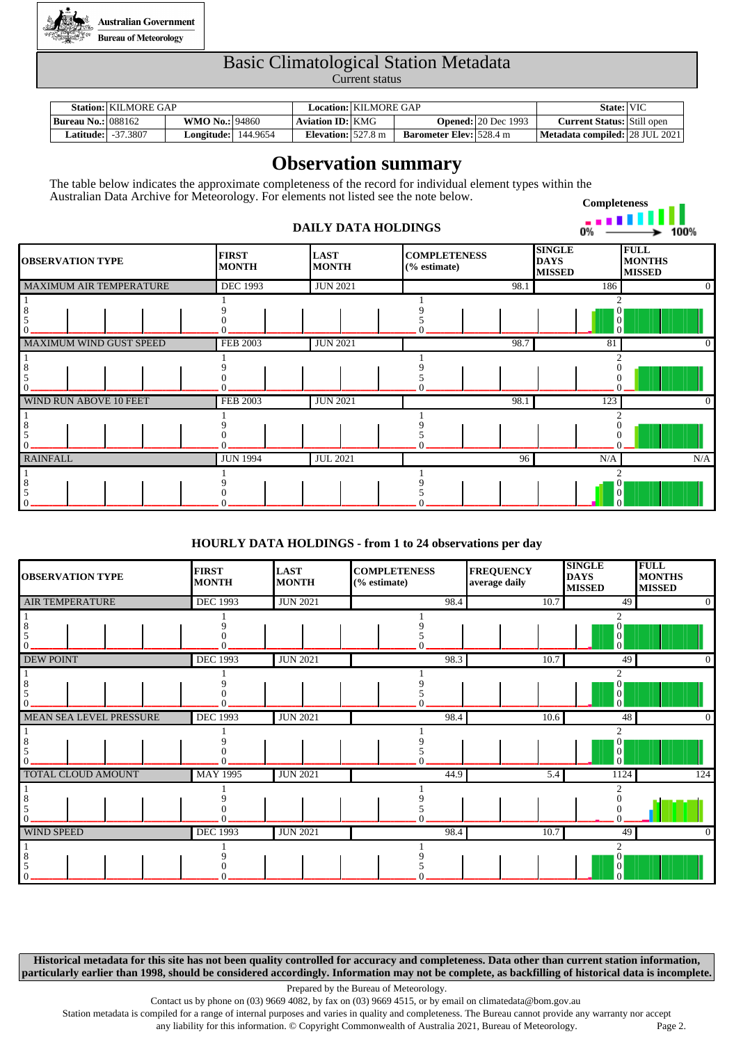Australian Government
Bureau of Meteorology

# Basic Climatological Station Metadata

Current status

| | | | | | | | |
|---|---|---|---|---|---|---|---|
| **Station:** | KILMORE GAP | | | **Location:** | KILMORE GAP | **State:** | VIC |
| **Bureau No.:** | 088162 | **WMO No.:** | 94860 | **Aviation ID:** | KMG | **Opened:** 20 Dec 1993 | **Current Status:** Still open |
| **Latitude:** | -37.3807 | **Longitude:** | 144.9654 | **Elevation:** | 527.8 m | **Barometer Elev:** 528.4 m | **Metadata compiled:** 28 JUL 2021 |

## Observation summary

The table below indicates the approximate completeness of the record for individual element types within the Australian Data Archive for Meteorology. For elements not listed see the note below.

Completeness
0% 100%

### DAILY DATA HOLDINGS

| OBSERVATION TYPE | FIRST MONTH | LAST MONTH | COMPLETENESS (% estimate) | SINGLE DAYS MISSED | FULL MONTHS MISSED |
|---|---|---|---|---|---|
| MAXIMUM AIR TEMPERATURE | DEC 1993 | JUN 2021 | 98.1 | 186 | 0 |
| MAXIMUM WIND GUST SPEED | FEB 2003 | JUN 2021 | 98.7 | 81 | 0 |
| WIND RUN ABOVE 10 FEET | FEB 2003 | JUN 2021 | 98.1 | 123 | 0 |
| RAINFALL | JUN 1994 | JUL 2021 | 96 | N/A | N/A |

1850 1900 1950 2000

### HOURLY DATA HOLDINGS - from 1 to 24 observations per day

| OBSERVATION TYPE | FIRST MONTH | LAST MONTH | COMPLETENESS (% estimate) | FREQUENCY average daily | SINGLE DAYS MISSED | FULL MONTHS MISSED |
|---|---|---|---|---|---|---|
| AIR TEMPERATURE | DEC 1993 | JUN 2021 | 98.4 | 10.7 | 49 | 0 |
| DEW POINT | DEC 1993 | JUN 2021 | 98.3 | 10.7 | 49 | 0 |
| MEAN SEA LEVEL PRESSURE | DEC 1993 | JUN 2021 | 98.4 | 10.6 | 48 | 0 |
| TOTAL CLOUD AMOUNT | MAY 1995 | JUN 2021 | 44.9 | 5.4 | 1124 | 124 |
| WIND SPEED | DEC 1993 | JUN 2021 | 98.4 | 10.7 | 49 | 0 |

1850 1900 1950 2000

**Historical metadata for this site has not been quality controlled for accuracy and completeness. Data other than current station information, particularly earlier than 1998, should be considered accordingly. Information may not be complete, as backfilling of historical data is incomplete.**

Prepared by the Bureau of Meteorology.

Contact us by phone on (03) 9669 4082, by fax on (03) 9669 4515, or by email on climatedata@bom.gov.au

Station metadata is compiled for a range of internal purposes and varies in quality and completeness. The Bureau cannot provide any warranty nor accept any liability for this information. © Copyright Commonwealth of Australia 2021, Bureau of Meteorology.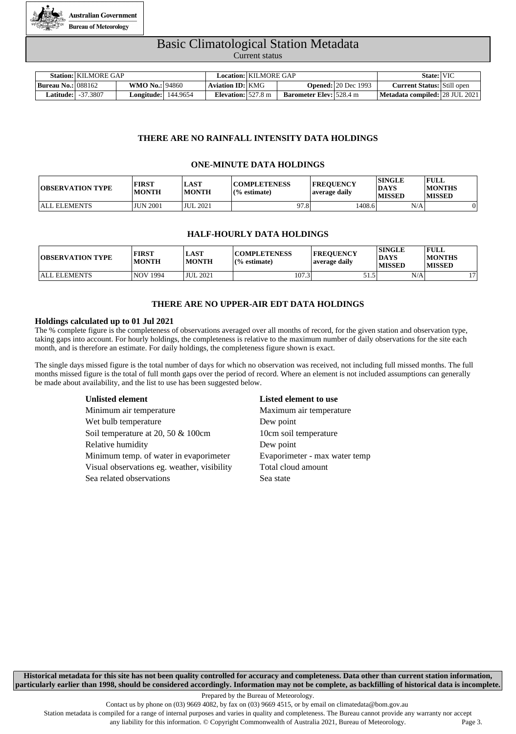# Basic Climatological Station Metadata

Current status

| | | | | | | | | | |
|---|---|---|---|---|---|---|---|---|---|
| **Station:** | KILMORE GAP | | | **Location:** | KILMORE GAP | | | **State:** | VIC |
| **Bureau No.:** | 088162 | **WMO No.:** | 94860 | **Aviation ID:** | KMG | **Opened:** | 20 Dec 1993 | **Current Status:** | Still open |
| **Latitude:** | -37.3807 | **Longitude:** | 144.9654 | **Elevation:** | 527.8 m | **Barometer Elev:** | 528.4 m | **Metadata compiled:** | 28 JUL 2021 |

### THERE ARE NO RAINFALL INTENSITY DATA HOLDINGS

### ONE-MINUTE DATA HOLDINGS

| OBSERVATION TYPE | FIRST MONTH | LAST MONTH | COMPLETENESS (% estimate) | FREQUENCY average daily | SINGLE DAYS MISSED | FULL MONTHS MISSED |
|---|---|---|---|---|---|---|
| ALL ELEMENTS | JUN 2001 | JUL 2021 | 97.8 | 1408.6 | N/A | 0 |

### HALF-HOURLY DATA HOLDINGS

| OBSERVATION TYPE | FIRST MONTH | LAST MONTH | COMPLETENESS (% estimate) | FREQUENCY average daily | SINGLE DAYS MISSED | FULL MONTHS MISSED |
|---|---|---|---|---|---|---|
| ALL ELEMENTS | NOV 1994 | JUL 2021 | 107.3 | 51.5 | N/A | 17 |

### THERE ARE NO UPPER-AIR EDT DATA HOLDINGS

**Holdings calculated up to 01 Jul 2021**

The % complete figure is the completeness of observations averaged over all months of record, for the given station and observation type, taking gaps into account. For hourly holdings, the completeness is relative to the maximum number of daily observations for the site each month, and is therefore an estimate. For daily holdings, the completeness figure shown is exact.

The single days missed figure is the total number of days for which no observation was received, not including full missed months. The full months missed figure is the total of full month gaps over the period of record. Where an element is not included assumptions can generally be made about availability, and the list to use has been suggested below.

| Unlisted element | Listed element to use |
|---|---|
| Minimum air temperature | Maximum air temperature |
| Wet bulb temperature | Dew point |
| Soil temperature at 20, 50 & 100cm | 10cm soil temperature |
| Relative humidity | Dew point |
| Minimum temp. of water in evaporimeter | Evaporimeter - max water temp |
| Visual observations eg. weather, visibility | Total cloud amount |
| Sea related observations | Sea state |

**Historical metadata for this site has not been quality controlled for accuracy and completeness. Data other than current station information, particularly earlier than 1998, should be considered accordingly. Information may not be complete, as backfilling of historical data is incomplete.**

Prepared by the Bureau of Meteorology.

Contact us by phone on (03) 9669 4082, by fax on (03) 9669 4515, or by email on climatedata@bom.gov.au

Station metadata is compiled for a range of internal purposes and varies in quality and completeness. The Bureau cannot provide any warranty nor accept any liability for this information. © Copyright Commonwealth of Australia 2021, Bureau of Meteorology.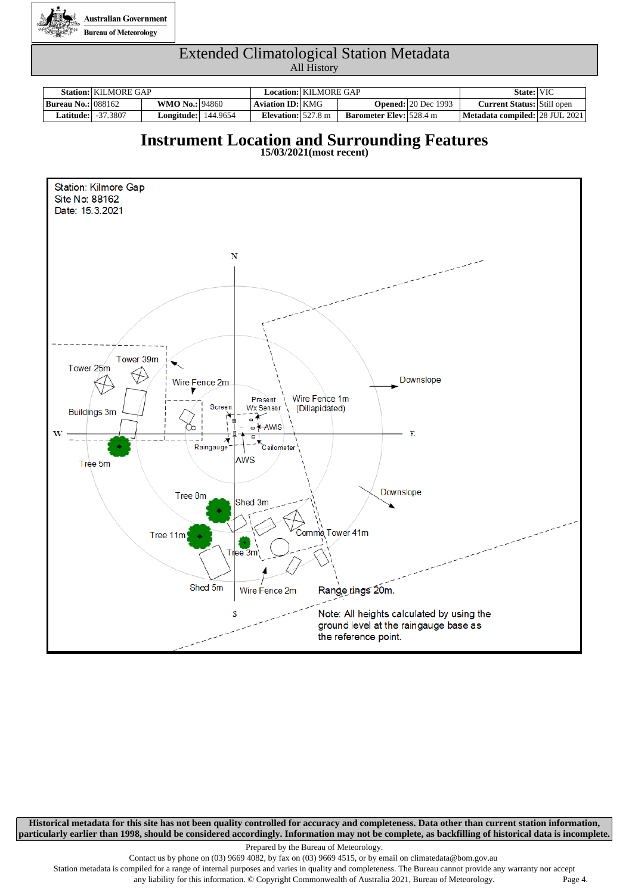Australian Government
Bureau of Meteorology

# Extended Climatological Station Metadata
All History

| | | | | | | | |
|---|---|---|---|---|---|---|---|
| **Station:** | KILMORE GAP | | **Location:** | KILMORE GAP | | **State:** | VIC |
| **Bureau No.:** | 088162 | **WMO No.:** 94860 | **Aviation ID:** | KMG | **Opened:** 20 Dec 1993 | **Current Status:** | Still open |
| **Latitude:** | -37.3807 | **Longitude:** 144.9654 | **Elevation:** | 527.8 m | **Barometer Elev:** 528.4 m | **Metadata compiled:** | 28 JUL 2021 |

## Instrument Location and Surrounding Features

**15/03/2021(most recent)**

Station: Kilmore Gap
Site No: 88162
Date: 15.3.2021

N
W
E
S
Tower 39m
Tower 25m
Wire Fence 2m
Buildings 3m
Tree 5m
Screen
Present Wx Sensor
Wire Fence 1m (Dilapidated)
AWS
Raingauge
Ceilometer
AWS
Downslope
Downslope
Tree 8m
Shed 3m
Tree 11m
Tree 3m
Comms Tower 41m
Shed 5m
Wire Fence 2m
Range rings 20m.

Note: All heights calculated by using the ground level at the raingauge base as the reference point.

**Historical metadata for this site has not been quality controlled for accuracy and completeness. Data other than current station information, particularly earlier than 1998, should be considered accordingly. Information may not be complete, as backfilling of historical data is incomplete.**

Prepared by the Bureau of Meteorology.
Contact us by phone on (03) 9669 4082, by fax on (03) 9669 4515, or by email on climatedata@bom.gov.au
Station metadata is compiled for a range of internal purposes and varies in quality and completeness. The Bureau cannot provide any warranty nor accept any liability for this information. © Copyright Commonwealth of Australia 2021, Bureau of Meteorology.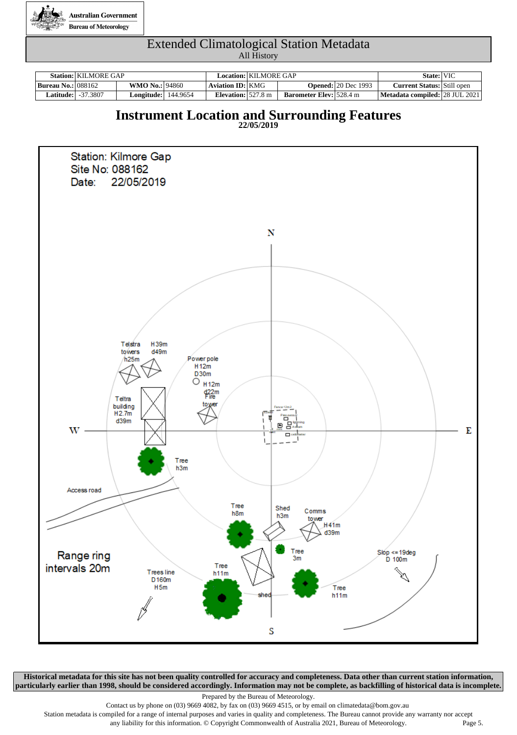Australian Government
Bureau of Meteorology

# Extended Climatological Station Metadata
All History

| | | | | | | | | | |
|---|---|---|---|---|---|---|---|---|---|
| **Station:** | KILMORE GAP | | | **Location:** | KILMORE GAP | | | **State:** | VIC |
| **Bureau No.:** | 088162 | **WMO No.:** | 94860 | **Aviation ID:** | KMG | **Opened:** | 20 Dec 1993 | **Current Status:** | Still open |
| **Latitude:** | -37.3807 | **Longitude:** | 144.9654 | **Elevation:** | 527.8 m | **Barometer Elev:** | 528.4 m | **Metadata compiled:** | 28 JUL 2021 |

## Instrument Location and Surrounding Features
**22/05/2019**

Station: Kilmore Gap
Site No: 088162
Date: 22/05/2019

N
S
E
W

Telstra towers h25m
H39m d49m
Power pole H12m D30m
H12m d22m
Fire tower
Teltra building H2.7m d39m
Tree h3m
Access road
Tree h8m
Shed h3m
Comms tower H41m d39m
Tree 3m
Slop <=19deg D 100m
Range ring intervals 20m
Trees line D160m H5m
Tree h11m
shed
Tree h11m

**Historical metadata for this site has not been quality controlled for accuracy and completeness. Data other than current station information, particularly earlier than 1998, should be considered accordingly. Information may not be complete, as backfilling of historical data is incomplete.**

Prepared by the Bureau of Meteorology.
Contact us by phone on (03) 9669 4082, by fax on (03) 9669 4515, or by email on climatedata@bom.gov.au
Station metadata is compiled for a range of internal purposes and varies in quality and completeness. The Bureau cannot provide any warranty nor accept any liability for this information. © Copyright Commonwealth of Australia 2021, Bureau of Meteorology.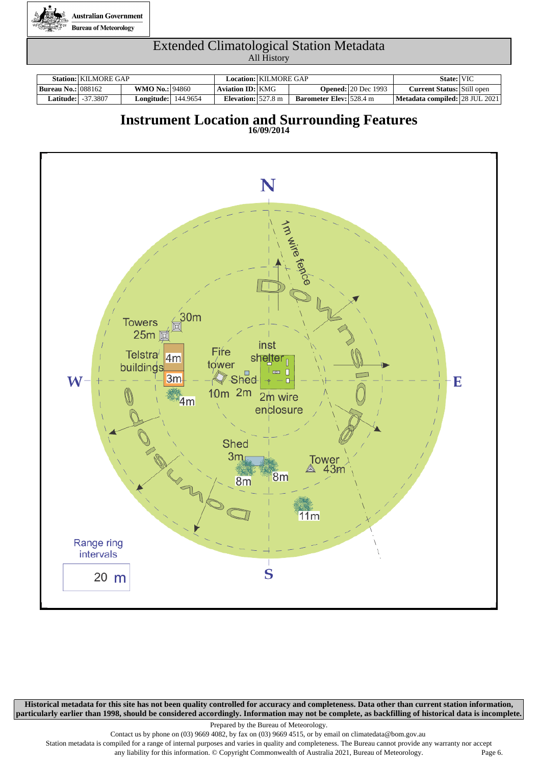Australian Government
Bureau of Meteorology

# Extended Climatological Station Metadata

All History

| | | | | | | | | | |
|---|---|---|---|---|---|---|---|---|---|
| **Station:** | KILMORE GAP | | | **Location:** | KILMORE GAP | | | **State:** | VIC |
| **Bureau No.:** | 088162 | **WMO No.:** | 94860 | **Aviation ID:** | KMG | **Opened:** | 20 Dec 1993 | **Current Status:** | Still open |
| **Latitude:** | -37.3807 | **Longitude:** | 144.9654 | **Elevation:** | 527.8 m | **Barometer Elev:** | 528.4 m | **Metadata compiled:** | 28 JUL 2021 |

## Instrument Location and Surrounding Features

**16/09/2014**

N
1m wire fence
DOWNSLOPE
Towers 25m
30m
Telstra buildings
4m
3m
4m
Fire tower
10m
Shed 2m
inst shelter
2m wire enclosure
W
E
DOWNSLOPE
Shed 3m
8m
8m
Tower 43m
11m
S
Range ring intervals
20 m

**Historical metadata for this site has not been quality controlled for accuracy and completeness. Data other than current station information, particularly earlier than 1998, should be considered accordingly. Information may not be complete, as backfilling of historical data is incomplete.**

Prepared by the Bureau of Meteorology.
Contact us by phone on (03) 9669 4082, by fax on (03) 9669 4515, or by email on climatedata@bom.gov.au
Station metadata is compiled for a range of internal purposes and varies in quality and completeness. The Bureau cannot provide any warranty nor accept any liability for this information. © Copyright Commonwealth of Australia 2021, Bureau of Meteorology.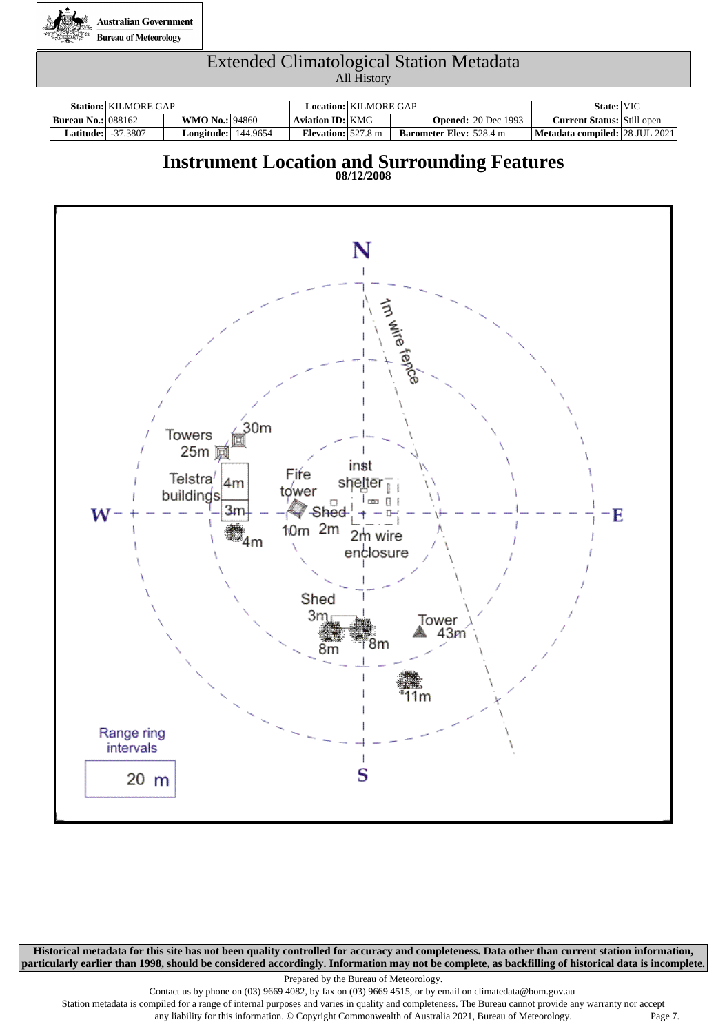# Extended Climatological Station Metadata

All History

| | | | | | | | |
|---|---|---|---|---|---|---|---|
| **Station:** | KILMORE GAP | | | **Location:** | KILMORE GAP | | **State:** VIC |
| **Bureau No.:** 088162 | | **WMO No.:** | 94860 | **Aviation ID:** | KMG | **Opened:** 20 Dec 1993 | **Current Status:** Still open |
| **Latitude:** | -37.3807 | **Longitude:** | 144.9654 | **Elevation:** | 527.8 m | **Barometer Elev:** 528.4 m | **Metadata compiled:** 28 JUL 2021 |

## Instrument Location and Surrounding Features

**08/12/2008**

N

E

S

W

1m wire fence

Towers 25m

30m

Telstra buildings

4m

3m

4m

Fire tower

10m

Shed 2m

inst shelter

2m wire enclosure

Shed 3m

8m

8m

Tower 43m

11m

Range ring intervals

20 m

**Historical metadata for this site has not been quality controlled for accuracy and completeness. Data other than current station information, particularly earlier than 1998, should be considered accordingly. Information may not be complete, as backfilling of historical data is incomplete.**

Prepared by the Bureau of Meteorology.

Contact us by phone on (03) 9669 4082, by fax on (03) 9669 4515, or by email on climatedata@bom.gov.au

Station metadata is compiled for a range of internal purposes and varies in quality and completeness. The Bureau cannot provide any warranty nor accept any liability for this information. © Copyright Commonwealth of Australia 2021, Bureau of Meteorology.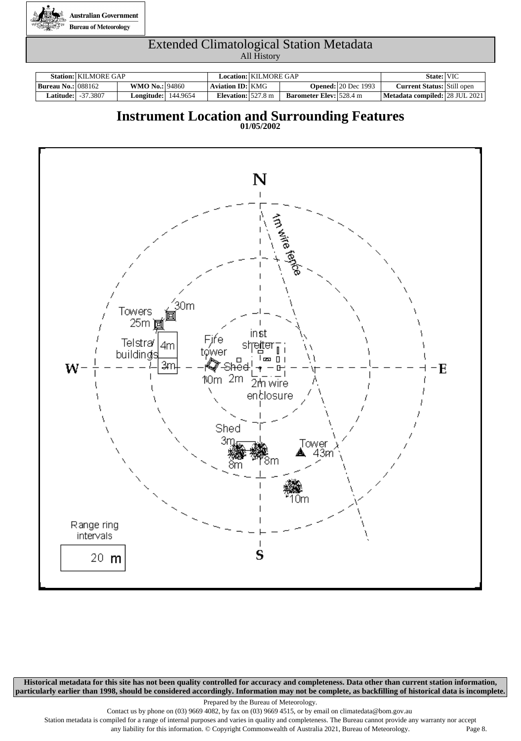Extended Climatological Station Metadata
All History

| | | | | | | | | | |
|---|---|---|---|---|---|---|---|---|---|
| **Station:** | KILMORE GAP | | | **Location:** | KILMORE GAP | | | **State:** | VIC |
| **Bureau No.:** | 088162 | **WMO No.:** | 94860 | **Aviation ID:** | KMG | **Opened:** | 20 Dec 1993 | **Current Status:** | Still open |
| **Latitude:** | -37.3807 | **Longitude:** | 144.9654 | **Elevation:** | 527.8 m | **Barometer Elev:** | 528.4 m | **Metadata compiled:** | 28 JUL 2021 |

# Instrument Location and Surrounding Features

**01/05/2002**

N
E
S
W

1m wire fence

Towers 25m
30m
Telstra buildings
4m
3m
Fire tower 10m
Shed 2m
inst shelter
2m wire enclosure
Shed 3m
8m
8m
Tower 43m
10m

Range ring intervals
20 m

**Historical metadata for this site has not been quality controlled for accuracy and completeness. Data other than current station information, particularly earlier than 1998, should be considered accordingly. Information may not be complete, as backfilling of historical data is incomplete.**

Prepared by the Bureau of Meteorology.
Contact us by phone on (03) 9669 4082, by fax on (03) 9669 4515, or by email on climatedata@bom.gov.au
Station metadata is compiled for a range of internal purposes and varies in quality and completeness. The Bureau cannot provide any warranty nor accept any liability for this information. © Copyright Commonwealth of Australia 2021, Bureau of Meteorology.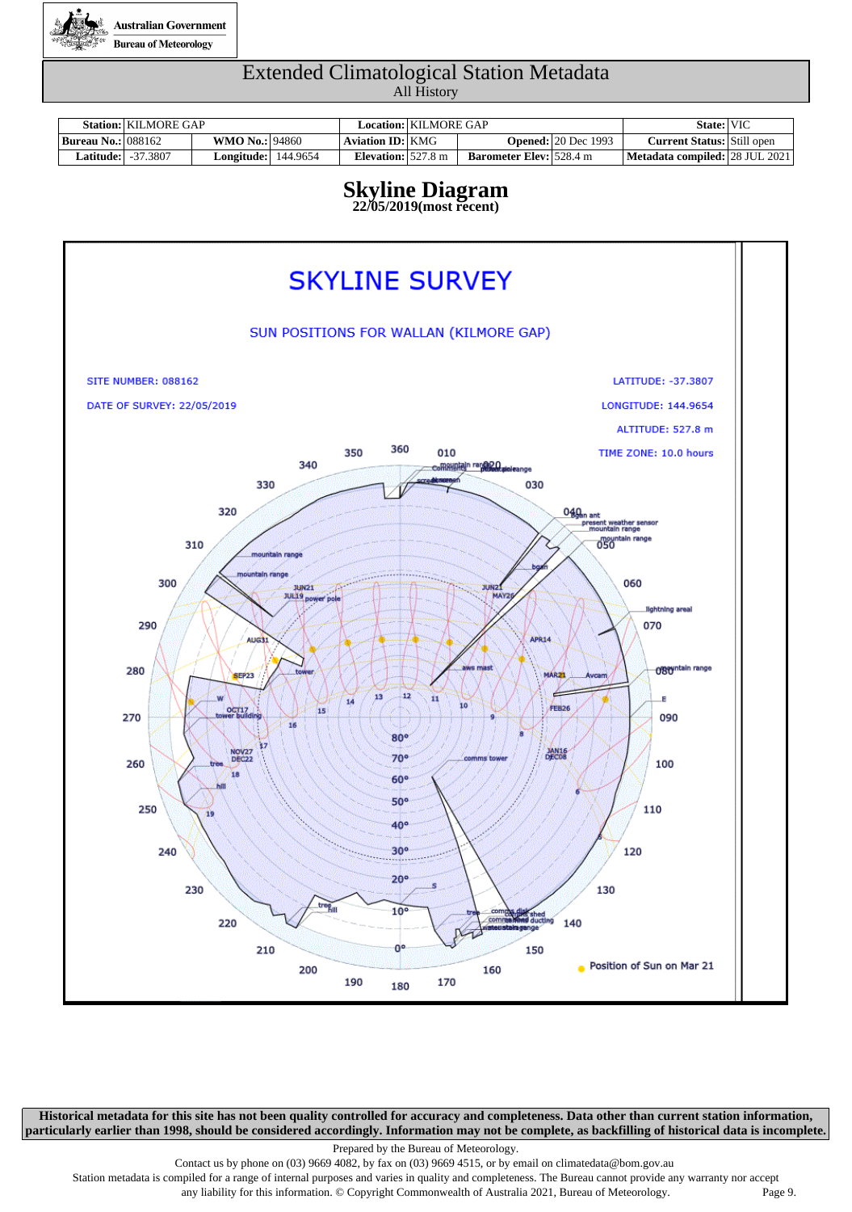# Extended Climatological Station Metadata

All History

| | | | | | | | |
|---|---|---|---|---|---|---|---|
| **Station:** | KILMORE GAP | | **Location:** | KILMORE GAP | | **State:** | VIC |
| **Bureau No.:** | 088162 | **WMO No.:** 94860 | **Aviation ID:** | KMG | **Opened:** 20 Dec 1993 | **Current Status:** | Still open |
| **Latitude:** | -37.3807 | **Longitude:** 144.9654 | **Elevation:** | 527.8 m | **Barometer Elev:** 528.4 m | **Metadata compiled:** | 28 JUL 2021 |

## Skyline Diagram

**22/05/2019(most recent)**

SKYLINE SURVEY

SUN POSITIONS FOR WALLAN (KILMORE GAP)

SITE NUMBER: 088162

DATE OF SURVEY: 22/05/2019

LATITUDE: -37.3807

LONGITUDE: 144.9654

ALTITUDE: 527.8 m

TIME ZONE: 10.0 hours

Position of Sun on Mar 21

**Historical metadata for this site has not been quality controlled for accuracy and completeness. Data other than current station information, particularly earlier than 1998, should be considered accordingly. Information may not be complete, as backfilling of historical data is incomplete.**

Prepared by the Bureau of Meteorology.

Contact us by phone on (03) 9669 4082, by fax on (03) 9669 4515, or by email on climatedata@bom.gov.au

Station metadata is compiled for a range of internal purposes and varies in quality and completeness. The Bureau cannot provide any warranty nor accept any liability for this information. © Copyright Commonwealth of Australia 2021, Bureau of Meteorology.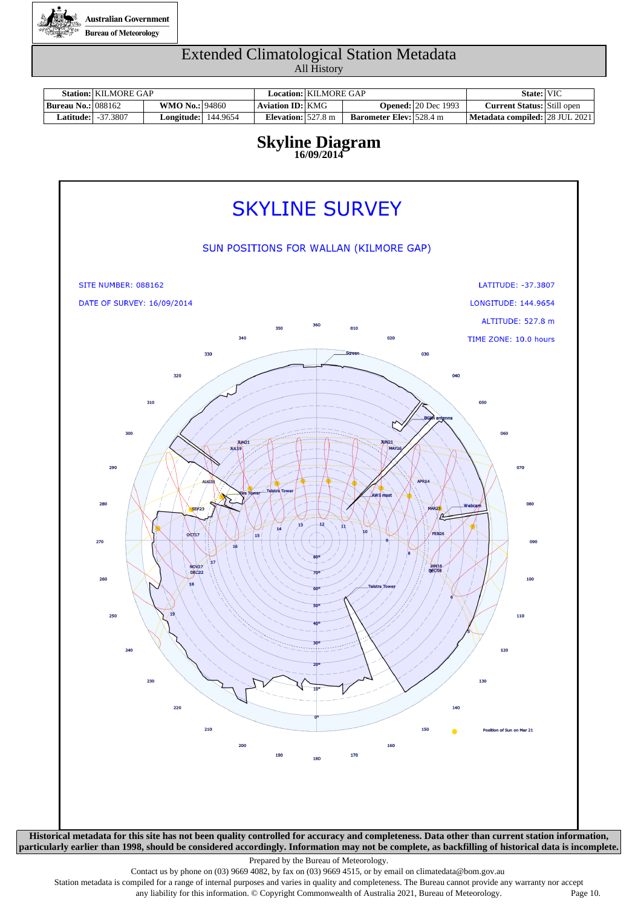# Extended Climatological Station Metadata

All History

| | | | | | | | | | |
|---|---|---|---|---|---|---|---|---|---|
| **Station:** | KILMORE GAP | | | **Location:** | KILMORE GAP | | | **State:** | VIC |
| **Bureau No.:** | 088162 | **WMO No.:** | 94860 | **Aviation ID:** | KMG | **Opened:** | 20 Dec 1993 | **Current Status:** | Still open |
| **Latitude:** | -37.3807 | **Longitude:** | 144.9654 | **Elevation:** | 527.8 m | **Barometer Elev:** | 528.4 m | **Metadata compiled:** | 28 JUL 2021 |

## Skyline Diagram

**16/09/2014**

SKYLINE SURVEY

SUN POSITIONS FOR WALLAN (KILMORE GAP)

SITE NUMBER: 088162

DATE OF SURVEY: 16/09/2014

LATITUDE: -37.3807

LONGITUDE: 144.9654

ALTITUDE: 527.8 m

TIME ZONE: 10.0 hours

Screen
BGW antenna
Telstra Tower
Fire Tower
AWS mast
Webcam
Telstra Tower

JUN21 JUL19 MAY26 AUG31 APR14 SEP23 MAR21 OCT17 FEB26 NOV27 DEC22 JAN16 DEC08

Position of Sun on Mar 21

**Historical metadata for this site has not been quality controlled for accuracy and completeness. Data other than current station information, particularly earlier than 1998, should be considered accordingly. Information may not be complete, as backfilling of historical data is incomplete.**

Prepared by the Bureau of Meteorology.

Contact us by phone on (03) 9669 4082, by fax on (03) 9669 4515, or by email on climatedata@bom.gov.au

Station metadata is compiled for a range of internal purposes and varies in quality and completeness. The Bureau cannot provide any warranty nor accept any liability for this information. © Copyright Commonwealth of Australia 2021, Bureau of Meteorology.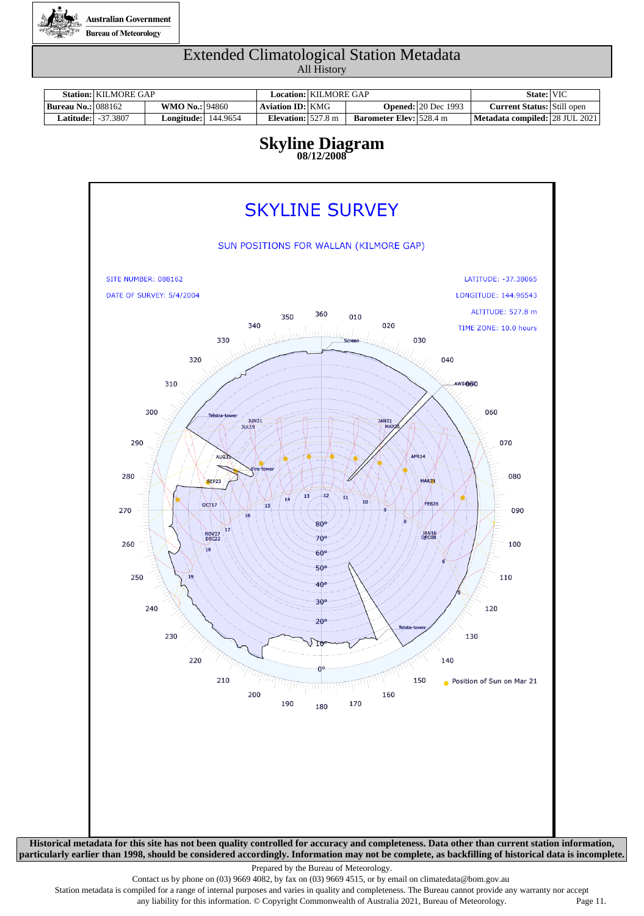# Extended Climatological Station Metadata
All History

| | | | | | | | | | |
|---|---|---|---|---|---|---|---|---|---|
| **Station:** | KILMORE GAP | | | **Location:** | KILMORE GAP | | | **State:** | VIC |
| **Bureau No.:** | 088162 | **WMO No.:** | 94860 | **Aviation ID:** | KMG | **Opened:** | 20 Dec 1993 | **Current Status:** | Still open |
| **Latitude:** | -37.3807 | **Longitude:** | 144.9654 | **Elevation:** | 527.8 m | **Barometer Elev:** | 528.4 m | **Metadata compiled:** | 28 JUL 2021 |

## Skyline Diagram
**08/12/2008**

SKYLINE SURVEY

SUN POSITIONS FOR WALLAN (KILMORE GAP)

SITE NUMBER: 088162

DATE OF SURVEY: 5/4/2004

LATITUDE: -37.38065

LONGITUDE: 144.96543

ALTITUDE: 527.8 m

TIME ZONE: 10.0 hours

Position of Sun on Mar 21

**Historical metadata for this site has not been quality controlled for accuracy and completeness. Data other than current station information, particularly earlier than 1998, should be considered accordingly. Information may not be complete, as backfilling of historical data is incomplete.**

Prepared by the Bureau of Meteorology.

Contact us by phone on (03) 9669 4082, by fax on (03) 9669 4515, or by email on climatedata@bom.gov.au

Station metadata is compiled for a range of internal purposes and varies in quality and completeness. The Bureau cannot provide any warranty nor accept any liability for this information. © Copyright Commonwealth of Australia 2021, Bureau of Meteorology.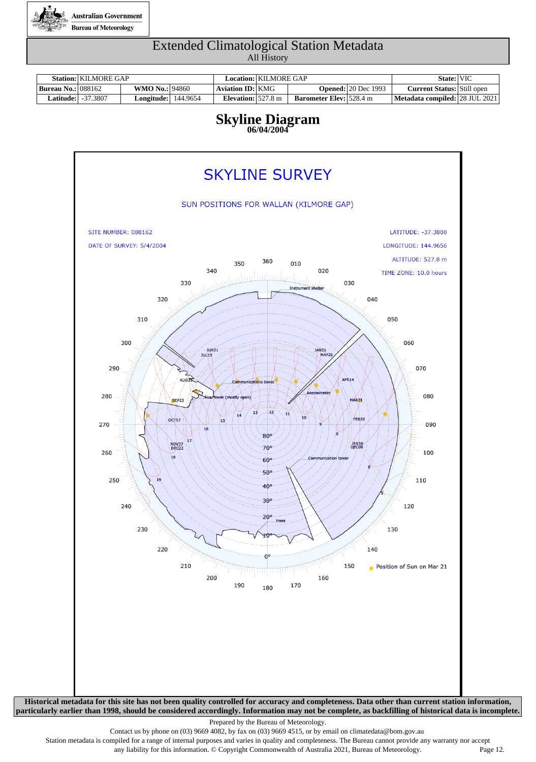# Extended Climatological Station Metadata

All History

| | | | | | | | |
|---|---|---|---|---|---|---|---|
| **Station:** | KILMORE GAP | | **Location:** | KILMORE GAP | | **State:** | VIC |
| **Bureau No.:** | 088162 | **WMO No.:** 94860 | **Aviation ID:** | KMG | **Opened:** 20 Dec 1993 | **Current Status:** | Still open |
| **Latitude:** | -37.3807 | **Longitude:** 144.9654 | **Elevation:** | 527.8 m | **Barometer Elev:** 528.4 m | **Metadata compiled:** | 28 JUL 2021 |

## Skyline Diagram

**06/04/2004**

SKYLINE SURVEY

SUN POSITIONS FOR WALLAN (KILMORE GAP)

SITE NUMBER: 088162

DATE OF SURVEY: 5/4/2004

LATITUDE: -37.3808

LONGITUDE: 144.9656

ALTITUDE: 527.8 m

TIME ZONE: 10.0 hours

Instrument shelter

Communications tower

Fire Tower (mostly open)

Anemometer

Communication tower

trees

JUN21, JUL19, AUG31, SEP23, OCT17, NOV27, DEC22, JAN21, MAY26, APR14, MAR21, FEB26, JAN16, DEC08

Position of Sun on Mar 21

**Historical metadata for this site has not been quality controlled for accuracy and completeness. Data other than current station information, particularly earlier than 1998, should be considered accordingly. Information may not be complete, as backfilling of historical data is incomplete.**

Prepared by the Bureau of Meteorology.

Contact us by phone on (03) 9669 4082, by fax on (03) 9669 4515, or by email on climatedata@bom.gov.au

Station metadata is compiled for a range of internal purposes and varies in quality and completeness. The Bureau cannot provide any warranty nor accept any liability for this information. © Copyright Commonwealth of Australia 2021, Bureau of Meteorology.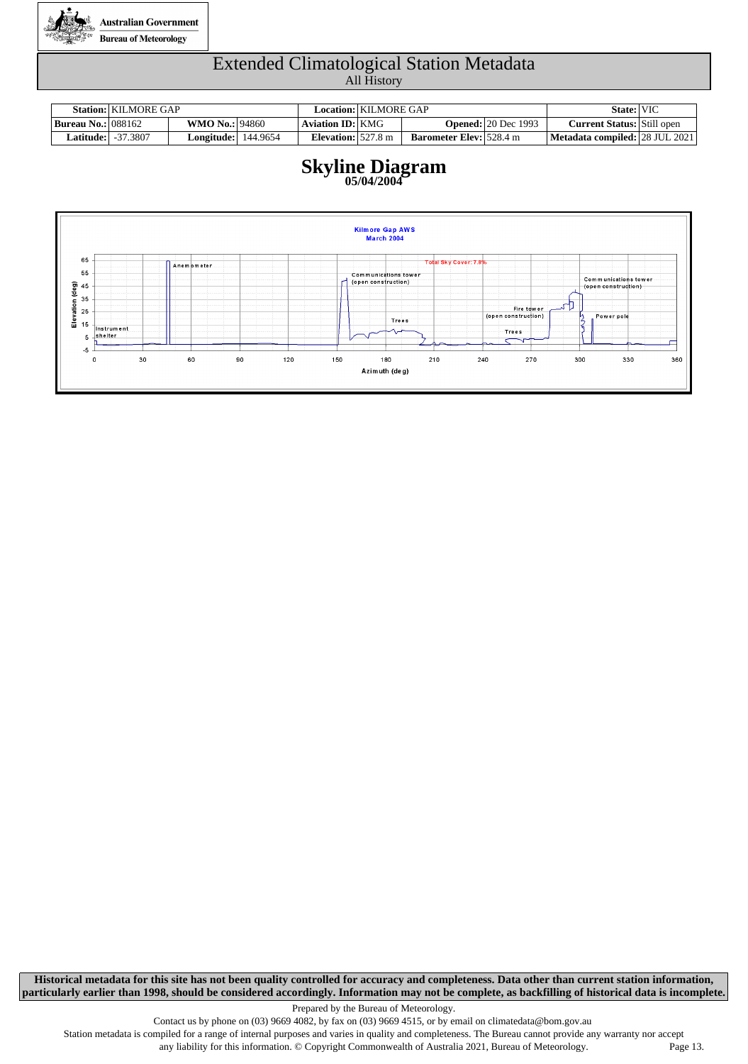# Extended Climatological Station Metadata

All History

| | | | | | | | | | |
|---|---|---|---|---|---|---|---|---|---|
| **Station:** | KILMORE GAP | | | **Location:** | KILMORE GAP | | | **State:** | VIC |
| **Bureau No.:** | 088162 | **WMO No.:** | 94860 | **Aviation ID:** | KMG | **Opened:** | 20 Dec 1993 | **Current Status:** | Still open |
| **Latitude:** | -37.3807 | **Longitude:** | 144.9654 | **Elevation:** | 527.8 m | **Barometer Elev:** | 528.4 m | **Metadata compiled:** | 28 JUL 2021 |

## Skyline Diagram

**05/04/2004**

Kilmore Gap AWS
March 2004

Total Sky Cover: 7.8%

Anemometer
Instrument shelter
Communications tower (open construction)
Trees
Fire tower (open construction)
Trees
Communications tower (open construction)
Power pole

Elevation (deg)
65
55
45
35
25
15
5
-5

Azimuth (deg)
0 30 60 90 120 150 180 210 240 270 300 330 360

**Historical metadata for this site has not been quality controlled for accuracy and completeness. Data other than current station information, particularly earlier than 1998, should be considered accordingly. Information may not be complete, as backfilling of historical data is incomplete.**

Prepared by the Bureau of Meteorology.

Contact us by phone on (03) 9669 4082, by fax on (03) 9669 4515, or by email on climatedata@bom.gov.au

Station metadata is compiled for a range of internal purposes and varies in quality and completeness. The Bureau cannot provide any warranty nor accept any liability for this information. © Copyright Commonwealth of Australia 2021, Bureau of Meteorology.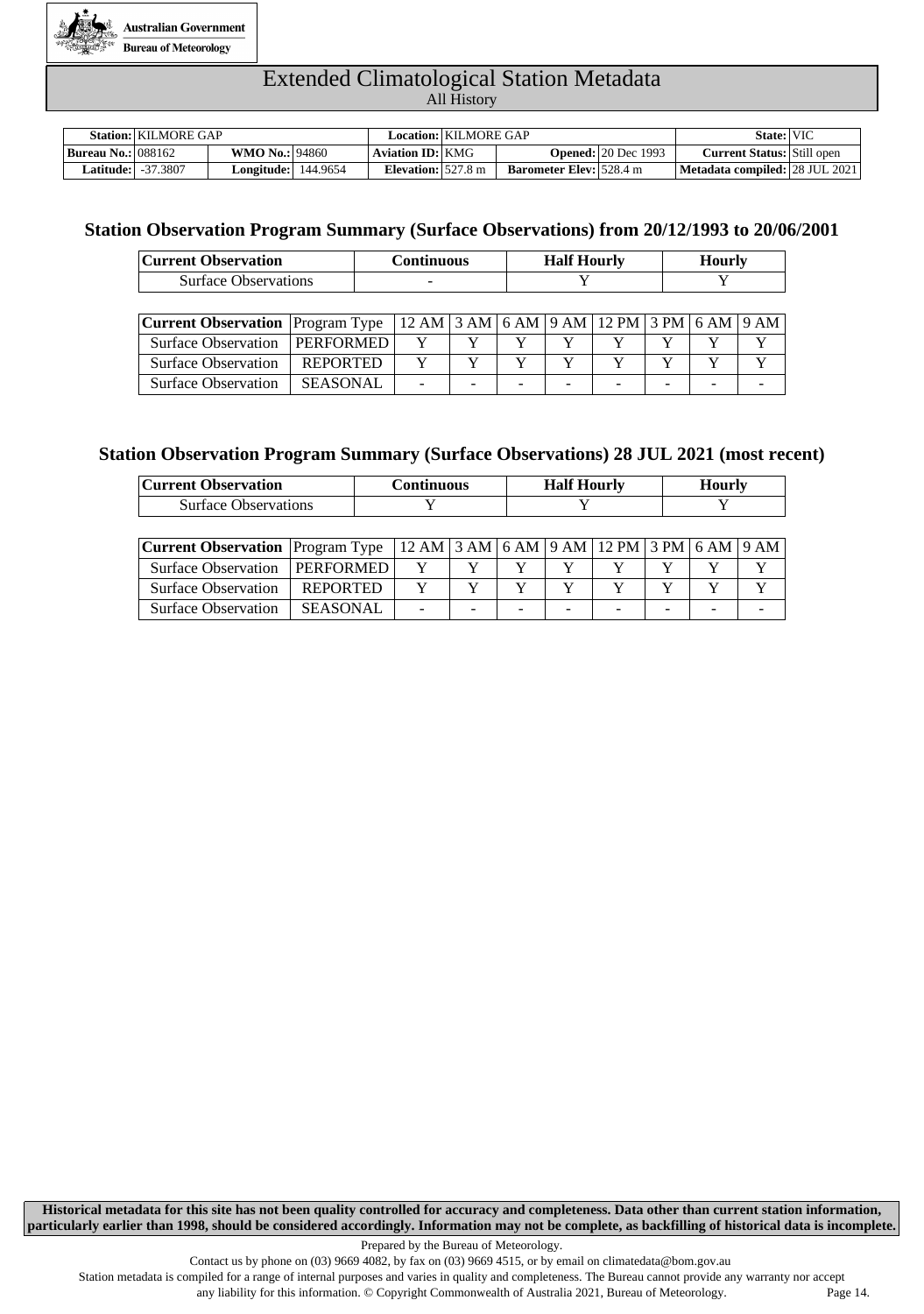Australian Government
Bureau of Meteorology

# Extended Climatological Station Metadata

All History

| | | | | | | | | | |
|---|---|---|---|---|---|---|---|---|---|
| **Station:** | KILMORE GAP | | | **Location:** | KILMORE GAP | | | **State:** | VIC |
| **Bureau No.:** | 088162 | **WMO No.:** | 94860 | **Aviation ID:** | KMG | **Opened:** | 20 Dec 1993 | **Current Status:** | Still open |
| **Latitude:** | -37.3807 | **Longitude:** | 144.9654 | **Elevation:** | 527.8 m | **Barometer Elev:** | 528.4 m | **Metadata compiled:** | 28 JUL 2021 |

## Station Observation Program Summary (Surface Observations) from 20/12/1993 to 20/06/2001

| Current Observation | Continuous | Half Hourly | Hourly |
|---|---|---|---|
| Surface Observations | - | Y | Y |

| Current Observation | Program Type | 12 AM | 3 AM | 6 AM | 9 AM | 12 PM | 3 PM | 6 AM | 9 AM |
|---|---|---|---|---|---|---|---|---|---|
| Surface Observation | PERFORMED | Y | Y | Y | Y | Y | Y | Y | Y |
| Surface Observation | REPORTED | Y | Y | Y | Y | Y | Y | Y | Y |
| Surface Observation | SEASONAL | - | - | - | - | - | - | - | - |

## Station Observation Program Summary (Surface Observations) 28 JUL 2021 (most recent)

| Current Observation | Continuous | Half Hourly | Hourly |
|---|---|---|---|
| Surface Observations | Y | Y | Y |

| Current Observation | Program Type | 12 AM | 3 AM | 6 AM | 9 AM | 12 PM | 3 PM | 6 AM | 9 AM |
|---|---|---|---|---|---|---|---|---|---|
| Surface Observation | PERFORMED | Y | Y | Y | Y | Y | Y | Y | Y |
| Surface Observation | REPORTED | Y | Y | Y | Y | Y | Y | Y | Y |
| Surface Observation | SEASONAL | - | - | - | - | - | - | - | - |

**Historical metadata for this site has not been quality controlled for accuracy and completeness. Data other than current station information, particularly earlier than 1998, should be considered accordingly. Information may not be complete, as backfilling of historical data is incomplete.**

Prepared by the Bureau of Meteorology.

Contact us by phone on (03) 9669 4082, by fax on (03) 9669 4515, or by email on climatedata@bom.gov.au

Station metadata is compiled for a range of internal purposes and varies in quality and completeness. The Bureau cannot provide any warranty nor accept any liability for this information. © Copyright Commonwealth of Australia 2021, Bureau of Meteorology.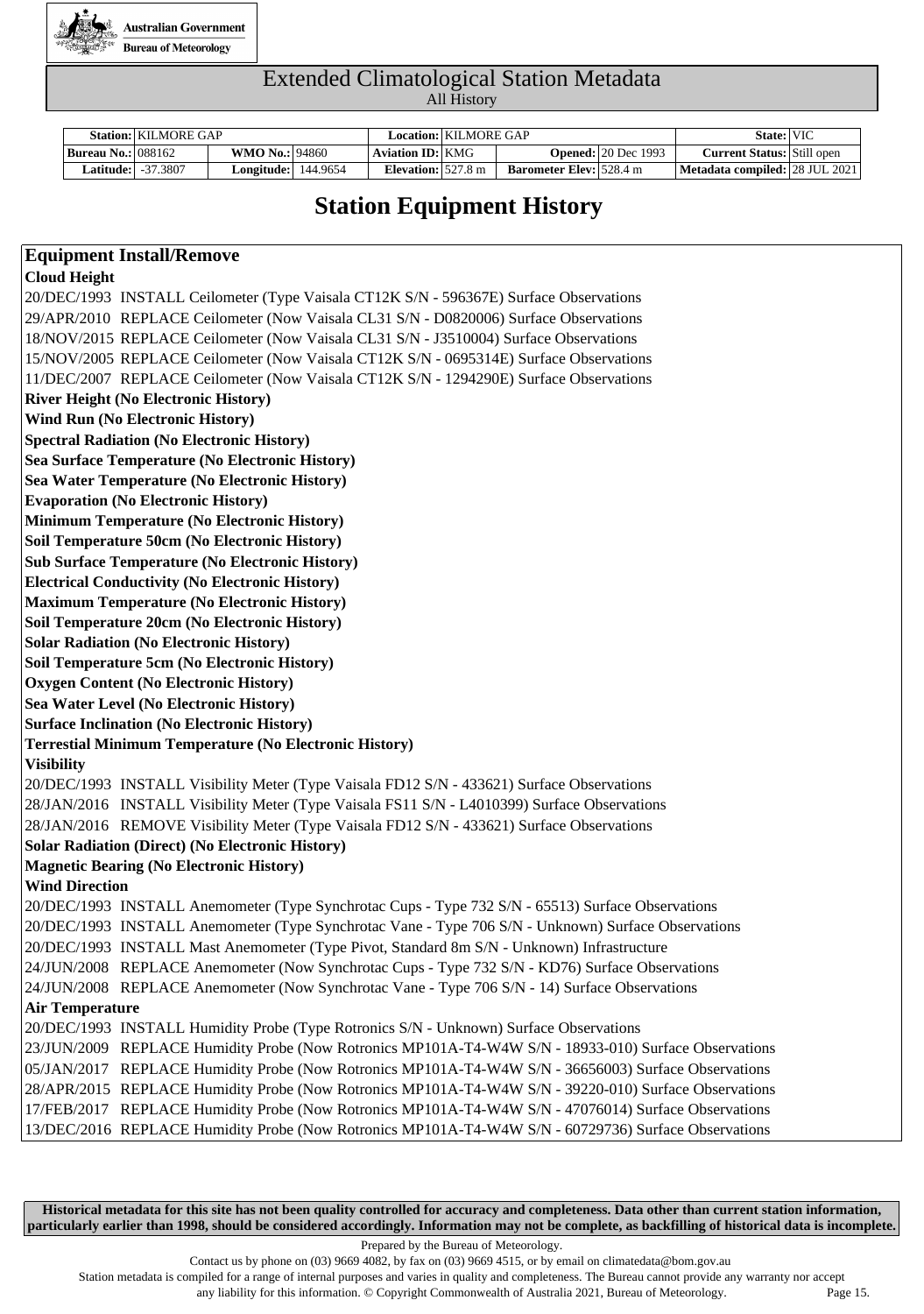# Extended Climatological Station Metadata

All History

| | | | | | | | | | |
|---|---|---|---|---|---|---|---|---|---|
| **Station:** | KILMORE GAP | | | **Location:** | KILMORE GAP | | | **State:** | VIC |
| **Bureau No.:** | 088162 | **WMO No.:** | 94860 | **Aviation ID:** | KMG | **Opened:** | 20 Dec 1993 | **Current Status:** | Still open |
| **Latitude:** | -37.3807 | **Longitude:** | 144.9654 | **Elevation:** | 527.8 m | **Barometer Elev:** | 528.4 m | **Metadata compiled:** | 28 JUL 2021 |

## Station Equipment History

### Equipment Install/Remove

**Cloud Height**

20/DEC/1993 INSTALL Ceilometer (Type Vaisala CT12K S/N - 596367E) Surface Observations
29/APR/2010 REPLACE Ceilometer (Now Vaisala CL31 S/N - D0820006) Surface Observations
18/NOV/2015 REPLACE Ceilometer (Now Vaisala CL31 S/N - J3510004) Surface Observations
15/NOV/2005 REPLACE Ceilometer (Now Vaisala CT12K S/N - 0695314E) Surface Observations
11/DEC/2007 REPLACE Ceilometer (Now Vaisala CT12K S/N - 1294290E) Surface Observations

**River Height (No Electronic History)**

**Wind Run (No Electronic History)**

**Spectral Radiation (No Electronic History)**

**Sea Surface Temperature (No Electronic History)**

**Sea Water Temperature (No Electronic History)**

**Evaporation (No Electronic History)**

**Minimum Temperature (No Electronic History)**

**Soil Temperature 50cm (No Electronic History)**

**Sub Surface Temperature (No Electronic History)**

**Electrical Conductivity (No Electronic History)**

**Maximum Temperature (No Electronic History)**

**Soil Temperature 20cm (No Electronic History)**

**Solar Radiation (No Electronic History)**

**Soil Temperature 5cm (No Electronic History)**

**Oxygen Content (No Electronic History)**

**Sea Water Level (No Electronic History)**

**Surface Inclination (No Electronic History)**

**Terrestial Minimum Temperature (No Electronic History)**

**Visibility**

20/DEC/1993 INSTALL Visibility Meter (Type Vaisala FD12 S/N - 433621) Surface Observations
28/JAN/2016 INSTALL Visibility Meter (Type Vaisala FS11 S/N - L4010399) Surface Observations
28/JAN/2016 REMOVE Visibility Meter (Type Vaisala FD12 S/N - 433621) Surface Observations

**Solar Radiation (Direct) (No Electronic History)**

**Magnetic Bearing (No Electronic History)**

**Wind Direction**

20/DEC/1993 INSTALL Anemometer (Type Synchrotac Cups - Type 732 S/N - 65513) Surface Observations
20/DEC/1993 INSTALL Anemometer (Type Synchrotac Vane - Type 706 S/N - Unknown) Surface Observations
20/DEC/1993 INSTALL Mast Anemometer (Type Pivot, Standard 8m S/N - Unknown) Infrastructure
24/JUN/2008 REPLACE Anemometer (Now Synchrotac Cups - Type 732 S/N - KD76) Surface Observations
24/JUN/2008 REPLACE Anemometer (Now Synchrotac Vane - Type 706 S/N - 14) Surface Observations

**Air Temperature**

20/DEC/1993 INSTALL Humidity Probe (Type Rotronics S/N - Unknown) Surface Observations
23/JUN/2009 REPLACE Humidity Probe (Now Rotronics MP101A-T4-W4W S/N - 18933-010) Surface Observations
05/JAN/2017 REPLACE Humidity Probe (Now Rotronics MP101A-T4-W4W S/N - 36656003) Surface Observations
28/APR/2015 REPLACE Humidity Probe (Now Rotronics MP101A-T4-W4W S/N - 39220-010) Surface Observations
17/FEB/2017 REPLACE Humidity Probe (Now Rotronics MP101A-T4-W4W S/N - 47076014) Surface Observations
13/DEC/2016 REPLACE Humidity Probe (Now Rotronics MP101A-T4-W4W S/N - 60729736) Surface Observations

**Historical metadata for this site has not been quality controlled for accuracy and completeness. Data other than current station information, particularly earlier than 1998, should be considered accordingly. Information may not be complete, as backfilling of historical data is incomplete.**

Prepared by the Bureau of Meteorology.
Contact us by phone on (03) 9669 4082, by fax on (03) 9669 4515, or by email on climatedata@bom.gov.au
Station metadata is compiled for a range of internal purposes and varies in quality and completeness. The Bureau cannot provide any warranty nor accept any liability for this information. © Copyright Commonwealth of Australia 2021, Bureau of Meteorology.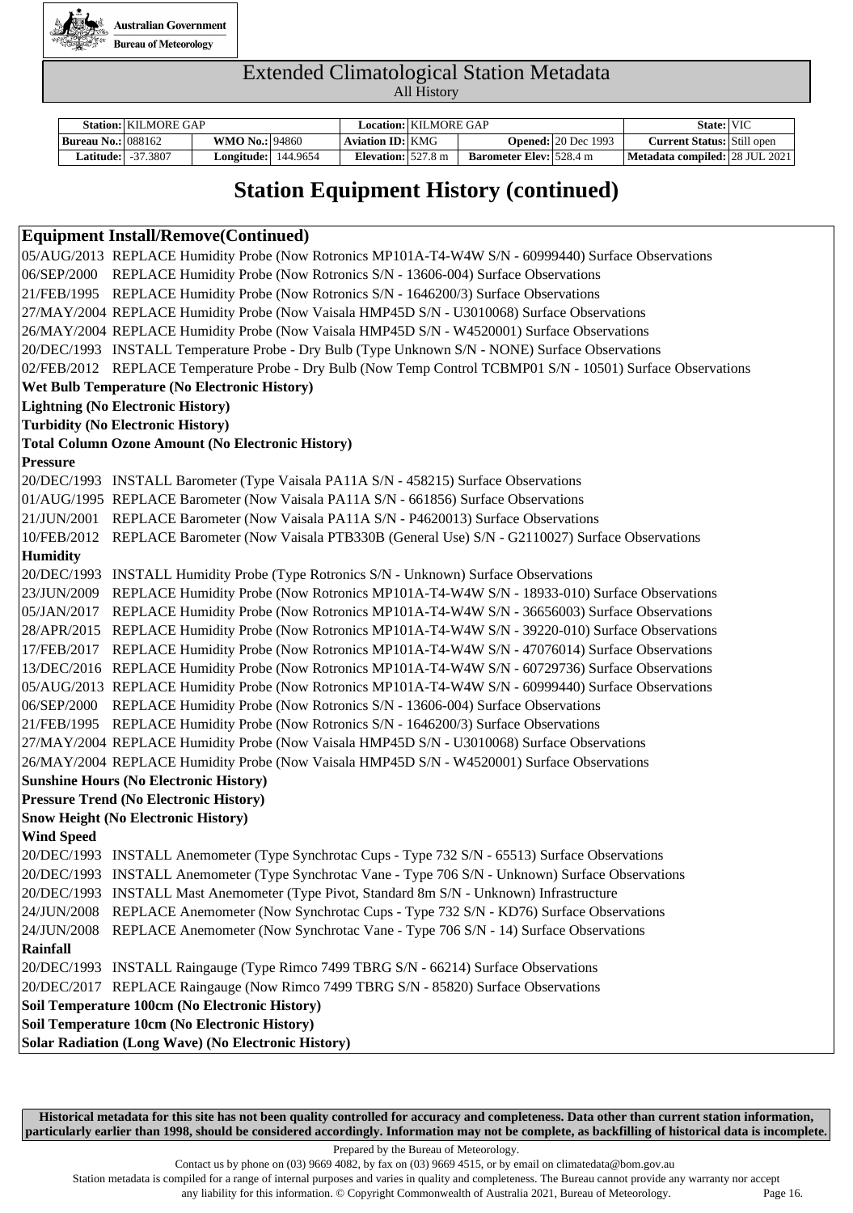# Extended Climatological Station Metadata

All History

| **Station:** | KILMORE GAP | | | **Location:** | KILMORE GAP | | | **State:** | VIC |
|---|---|---|---|---|---|---|---|---|---|
| **Bureau No.:** | 088162 | **WMO No.:** | 94860 | **Aviation ID:** | KMG | **Opened:** | 20 Dec 1993 | **Current Status:** | Still open |
| **Latitude:** | -37.3807 | **Longitude:** | 144.9654 | **Elevation:** | 527.8 m | **Barometer Elev:** | 528.4 m | **Metadata compiled:** | 28 JUL 2021 |

## Station Equipment History (continued)

### Equipment Install/Remove(Continued)

05/AUG/2013 REPLACE Humidity Probe (Now Rotronics MP101A-T4-W4W S/N - 60999440) Surface Observations
06/SEP/2000 REPLACE Humidity Probe (Now Rotronics S/N - 13606-004) Surface Observations
21/FEB/1995 REPLACE Humidity Probe (Now Rotronics S/N - 1646200/3) Surface Observations
27/MAY/2004 REPLACE Humidity Probe (Now Vaisala HMP45D S/N - U3010068) Surface Observations
26/MAY/2004 REPLACE Humidity Probe (Now Vaisala HMP45D S/N - W4520001) Surface Observations
20/DEC/1993 INSTALL Temperature Probe - Dry Bulb (Type Unknown S/N - NONE) Surface Observations
02/FEB/2012 REPLACE Temperature Probe - Dry Bulb (Now Temp Control TCBMP01 S/N - 10501) Surface Observations

**Wet Bulb Temperature (No Electronic History)**

**Lightning (No Electronic History)**

**Turbidity (No Electronic History)**

**Total Column Ozone Amount (No Electronic History)**

**Pressure**

20/DEC/1993 INSTALL Barometer (Type Vaisala PA11A S/N - 458215) Surface Observations
01/AUG/1995 REPLACE Barometer (Now Vaisala PA11A S/N - 661856) Surface Observations
21/JUN/2001 REPLACE Barometer (Now Vaisala PA11A S/N - P4620013) Surface Observations
10/FEB/2012 REPLACE Barometer (Now Vaisala PTB330B (General Use) S/N - G2110027) Surface Observations

**Humidity**

20/DEC/1993 INSTALL Humidity Probe (Type Rotronics S/N - Unknown) Surface Observations
23/JUN/2009 REPLACE Humidity Probe (Now Rotronics MP101A-T4-W4W S/N - 18933-010) Surface Observations
05/JAN/2017 REPLACE Humidity Probe (Now Rotronics MP101A-T4-W4W S/N - 36656003) Surface Observations
28/APR/2015 REPLACE Humidity Probe (Now Rotronics MP101A-T4-W4W S/N - 39220-010) Surface Observations
17/FEB/2017 REPLACE Humidity Probe (Now Rotronics MP101A-T4-W4W S/N - 47076014) Surface Observations
13/DEC/2016 REPLACE Humidity Probe (Now Rotronics MP101A-T4-W4W S/N - 60729736) Surface Observations
05/AUG/2013 REPLACE Humidity Probe (Now Rotronics MP101A-T4-W4W S/N - 60999440) Surface Observations
06/SEP/2000 REPLACE Humidity Probe (Now Rotronics S/N - 13606-004) Surface Observations
21/FEB/1995 REPLACE Humidity Probe (Now Rotronics S/N - 1646200/3) Surface Observations
27/MAY/2004 REPLACE Humidity Probe (Now Vaisala HMP45D S/N - U3010068) Surface Observations
26/MAY/2004 REPLACE Humidity Probe (Now Vaisala HMP45D S/N - W4520001) Surface Observations

**Sunshine Hours (No Electronic History)**

**Pressure Trend (No Electronic History)**

**Snow Height (No Electronic History)**

**Wind Speed**

20/DEC/1993 INSTALL Anemometer (Type Synchrotac Cups - Type 732 S/N - 65513) Surface Observations
20/DEC/1993 INSTALL Anemometer (Type Synchrotac Vane - Type 706 S/N - Unknown) Surface Observations
20/DEC/1993 INSTALL Mast Anemometer (Type Pivot, Standard 8m S/N - Unknown) Infrastructure
24/JUN/2008 REPLACE Anemometer (Now Synchrotac Cups - Type 732 S/N - KD76) Surface Observations
24/JUN/2008 REPLACE Anemometer (Now Synchrotac Vane - Type 706 S/N - 14) Surface Observations

**Rainfall**

20/DEC/1993 INSTALL Raingauge (Type Rimco 7499 TBRG S/N - 66214) Surface Observations
20/DEC/2017 REPLACE Raingauge (Now Rimco 7499 TBRG S/N - 85820) Surface Observations

**Soil Temperature 100cm (No Electronic History)**

**Soil Temperature 10cm (No Electronic History)**

**Solar Radiation (Long Wave) (No Electronic History)**

**Historical metadata for this site has not been quality controlled for accuracy and completeness. Data other than current station information, particularly earlier than 1998, should be considered accordingly. Information may not be complete, as backfilling of historical data is incomplete.**

Prepared by the Bureau of Meteorology.
Contact us by phone on (03) 9669 4082, by fax on (03) 9669 4515, or by email on climatedata@bom.gov.au
Station metadata is compiled for a range of internal purposes and varies in quality and completeness. The Bureau cannot provide any warranty nor accept any liability for this information. © Copyright Commonwealth of Australia 2021, Bureau of Meteorology.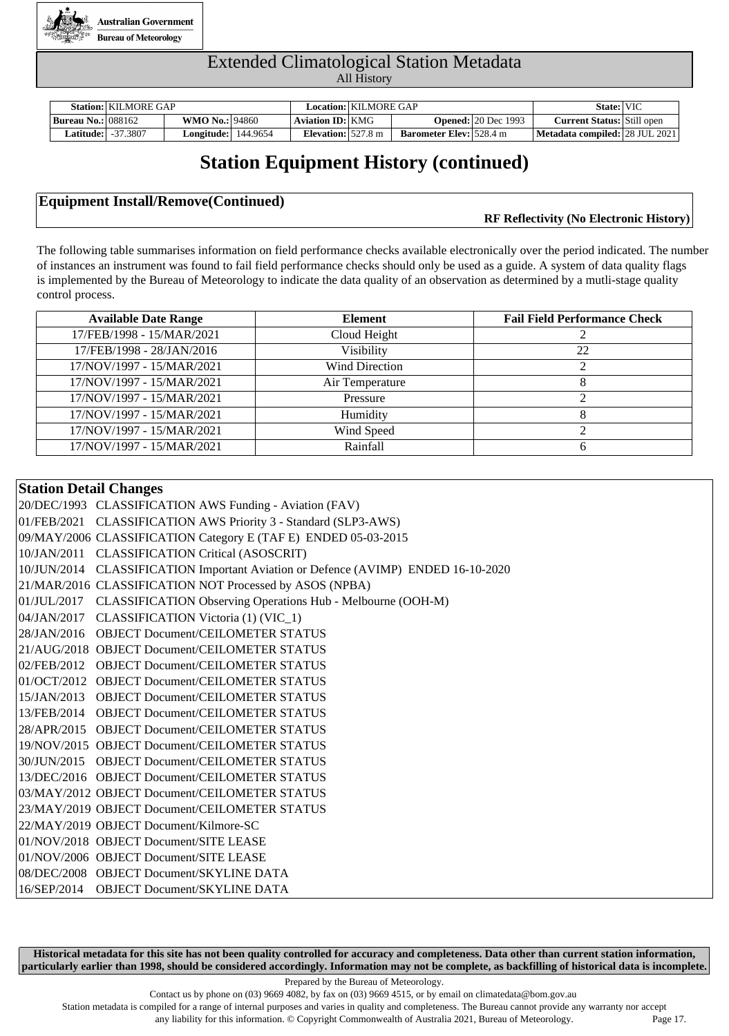Australian Government
Bureau of Meteorology

# Extended Climatological Station Metadata
All History

| | | | | | | | | | |
|---|---|---|---|---|---|---|---|---|---|
| **Station:** | KILMORE GAP | | | **Location:** | KILMORE GAP | | | **State:** | VIC |
| **Bureau No.:** | 088162 | **WMO No.:** | 94860 | **Aviation ID:** | KMG | **Opened:** | 20 Dec 1993 | **Current Status:** | Still open |
| **Latitude:** | -37.3807 | **Longitude:** | 144.9654 | **Elevation:** | 527.8 m | **Barometer Elev:** | 528.4 m | **Metadata compiled:** | 28 JUL 2021 |

## Station Equipment History (continued)

### Equipment Install/Remove(Continued)

**RF Reflectivity (No Electronic History)**

The following table summarises information on field performance checks available electronically over the period indicated. The number of instances an instrument was found to fail field performance checks should only be used as a guide. A system of data quality flags is implemented by the Bureau of Meteorology to indicate the data quality of an observation as determined by a mutli-stage quality control process.

| Available Date Range | Element | Fail Field Performance Check |
|---|---|---|
| 17/FEB/1998 - 15/MAR/2021 | Cloud Height | 2 |
| 17/FEB/1998 - 28/JAN/2016 | Visibility | 22 |
| 17/NOV/1997 - 15/MAR/2021 | Wind Direction | 2 |
| 17/NOV/1997 - 15/MAR/2021 | Air Temperature | 8 |
| 17/NOV/1997 - 15/MAR/2021 | Pressure | 2 |
| 17/NOV/1997 - 15/MAR/2021 | Humidity | 8 |
| 17/NOV/1997 - 15/MAR/2021 | Wind Speed | 2 |
| 17/NOV/1997 - 15/MAR/2021 | Rainfall | 6 |

### Station Detail Changes

20/DEC/1993 CLASSIFICATION AWS Funding - Aviation (FAV)
01/FEB/2021 CLASSIFICATION AWS Priority 3 - Standard (SLP3-AWS)
09/MAY/2006 CLASSIFICATION Category E (TAF E) ENDED 05-03-2015
10/JAN/2011 CLASSIFICATION Critical (ASOSCRIT)
10/JUN/2014 CLASSIFICATION Important Aviation or Defence (AVIMP) ENDED 16-10-2020
21/MAR/2016 CLASSIFICATION NOT Processed by ASOS (NPBA)
01/JUL/2017 CLASSIFICATION Observing Operations Hub - Melbourne (OOH-M)
04/JAN/2017 CLASSIFICATION Victoria (1) (VIC_1)
28/JAN/2016 OBJECT Document/CEILOMETER STATUS
21/AUG/2018 OBJECT Document/CEILOMETER STATUS
02/FEB/2012 OBJECT Document/CEILOMETER STATUS
01/OCT/2012 OBJECT Document/CEILOMETER STATUS
15/JAN/2013 OBJECT Document/CEILOMETER STATUS
13/FEB/2014 OBJECT Document/CEILOMETER STATUS
28/APR/2015 OBJECT Document/CEILOMETER STATUS
19/NOV/2015 OBJECT Document/CEILOMETER STATUS
30/JUN/2015 OBJECT Document/CEILOMETER STATUS
13/DEC/2016 OBJECT Document/CEILOMETER STATUS
03/MAY/2012 OBJECT Document/CEILOMETER STATUS
23/MAY/2019 OBJECT Document/CEILOMETER STATUS
22/MAY/2019 OBJECT Document/Kilmore-SC
01/NOV/2018 OBJECT Document/SITE LEASE
01/NOV/2006 OBJECT Document/SITE LEASE
08/DEC/2008 OBJECT Document/SKYLINE DATA
16/SEP/2014 OBJECT Document/SKYLINE DATA

**Historical metadata for this site has not been quality controlled for accuracy and completeness. Data other than current station information, particularly earlier than 1998, should be considered accordingly. Information may not be complete, as backfilling of historical data is incomplete.**

Prepared by the Bureau of Meteorology.
Contact us by phone on (03) 9669 4082, by fax on (03) 9669 4515, or by email on climatedata@bom.gov.au
Station metadata is compiled for a range of internal purposes and varies in quality and completeness. The Bureau cannot provide any warranty nor accept any liability for this information. © Copyright Commonwealth of Australia 2021, Bureau of Meteorology.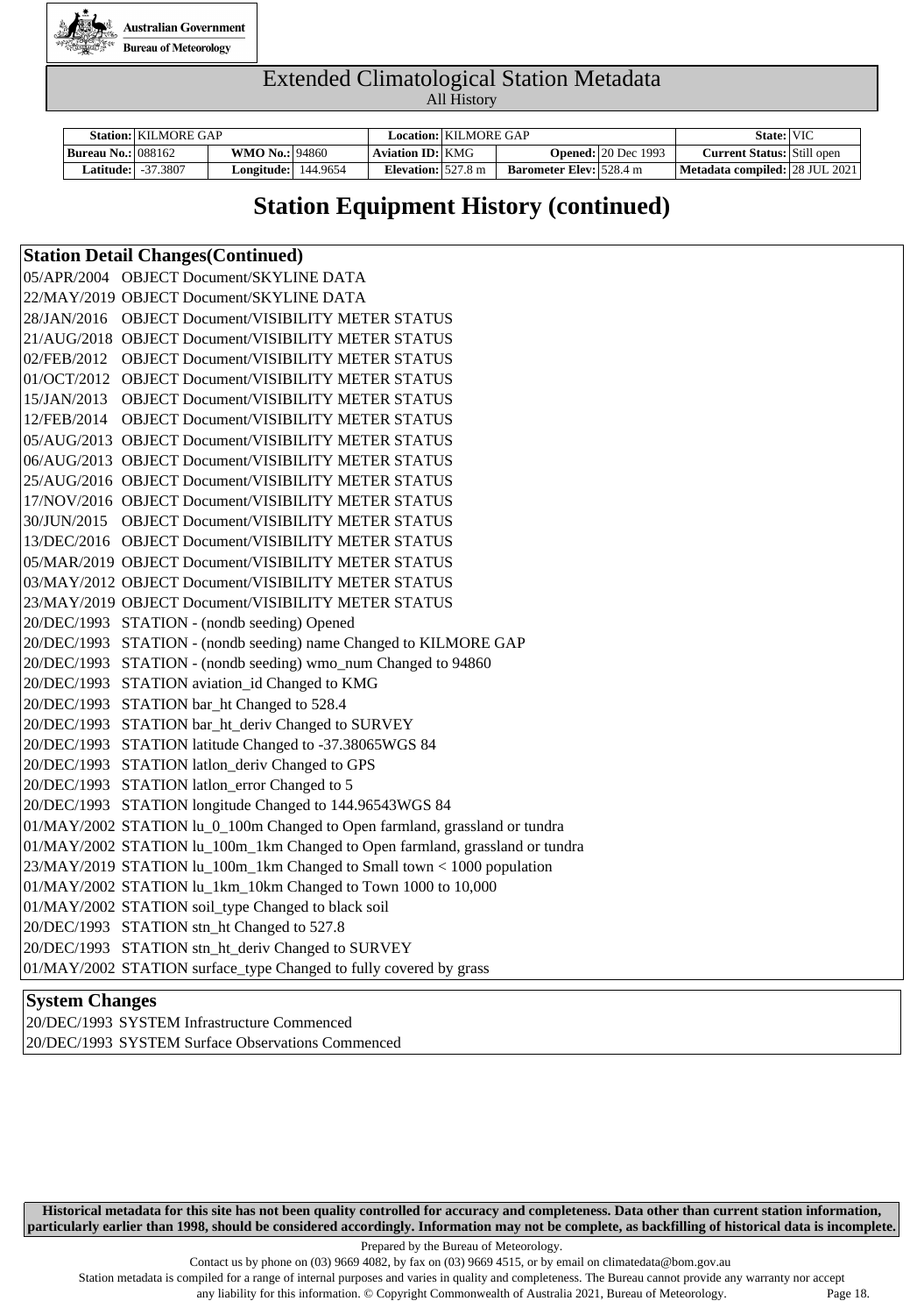Australian Government
Bureau of Meteorology

# Extended Climatological Station Metadata
All History

| | | | | | | | | | |
|---|---|---|---|---|---|---|---|---|---|
| **Station:** | KILMORE GAP | | | **Location:** | KILMORE GAP | | | **State:** | VIC |
| **Bureau No.:** | 088162 | **WMO No.:** | 94860 | **Aviation ID:** | KMG | **Opened:** | 20 Dec 1993 | **Current Status:** | Still open |
| **Latitude:** | -37.3807 | **Longitude:** | 144.9654 | **Elevation:** | 527.8 m | **Barometer Elev:** | 528.4 m | **Metadata compiled:** | 28 JUL 2021 |

## Station Equipment History (continued)

### Station Detail Changes(Continued)

05/APR/2004 OBJECT Document/SKYLINE DATA
22/MAY/2019 OBJECT Document/SKYLINE DATA
28/JAN/2016 OBJECT Document/VISIBILITY METER STATUS
21/AUG/2018 OBJECT Document/VISIBILITY METER STATUS
02/FEB/2012 OBJECT Document/VISIBILITY METER STATUS
01/OCT/2012 OBJECT Document/VISIBILITY METER STATUS
15/JAN/2013 OBJECT Document/VISIBILITY METER STATUS
12/FEB/2014 OBJECT Document/VISIBILITY METER STATUS
05/AUG/2013 OBJECT Document/VISIBILITY METER STATUS
06/AUG/2013 OBJECT Document/VISIBILITY METER STATUS
25/AUG/2016 OBJECT Document/VISIBILITY METER STATUS
17/NOV/2016 OBJECT Document/VISIBILITY METER STATUS
30/JUN/2015 OBJECT Document/VISIBILITY METER STATUS
13/DEC/2016 OBJECT Document/VISIBILITY METER STATUS
05/MAR/2019 OBJECT Document/VISIBILITY METER STATUS
03/MAY/2012 OBJECT Document/VISIBILITY METER STATUS
23/MAY/2019 OBJECT Document/VISIBILITY METER STATUS
20/DEC/1993 STATION - (nondb seeding) Opened
20/DEC/1993 STATION - (nondb seeding) name Changed to KILMORE GAP
20/DEC/1993 STATION - (nondb seeding) wmo_num Changed to 94860
20/DEC/1993 STATION aviation_id Changed to KMG
20/DEC/1993 STATION bar_ht Changed to 528.4
20/DEC/1993 STATION bar_ht_deriv Changed to SURVEY
20/DEC/1993 STATION latitude Changed to -37.38065WGS 84
20/DEC/1993 STATION latlon_deriv Changed to GPS
20/DEC/1993 STATION latlon_error Changed to 5
20/DEC/1993 STATION longitude Changed to 144.96543WGS 84
01/MAY/2002 STATION lu_0_100m Changed to Open farmland, grassland or tundra
01/MAY/2002 STATION lu_100m_1km Changed to Open farmland, grassland or tundra
23/MAY/2019 STATION lu_100m_1km Changed to Small town < 1000 population
01/MAY/2002 STATION lu_1km_10km Changed to Town 1000 to 10,000
01/MAY/2002 STATION soil_type Changed to black soil
20/DEC/1993 STATION stn_ht Changed to 527.8
20/DEC/1993 STATION stn_ht_deriv Changed to SURVEY
01/MAY/2002 STATION surface_type Changed to fully covered by grass

### System Changes

20/DEC/1993 SYSTEM Infrastructure Commenced
20/DEC/1993 SYSTEM Surface Observations Commenced

**Historical metadata for this site has not been quality controlled for accuracy and completeness. Data other than current station information, particularly earlier than 1998, should be considered accordingly. Information may not be complete, as backfilling of historical data is incomplete.**

Prepared by the Bureau of Meteorology.
Contact us by phone on (03) 9669 4082, by fax on (03) 9669 4515, or by email on climatedata@bom.gov.au
Station metadata is compiled for a range of internal purposes and varies in quality and completeness. The Bureau cannot provide any warranty nor accept any liability for this information. © Copyright Commonwealth of Australia 2021, Bureau of Meteorology.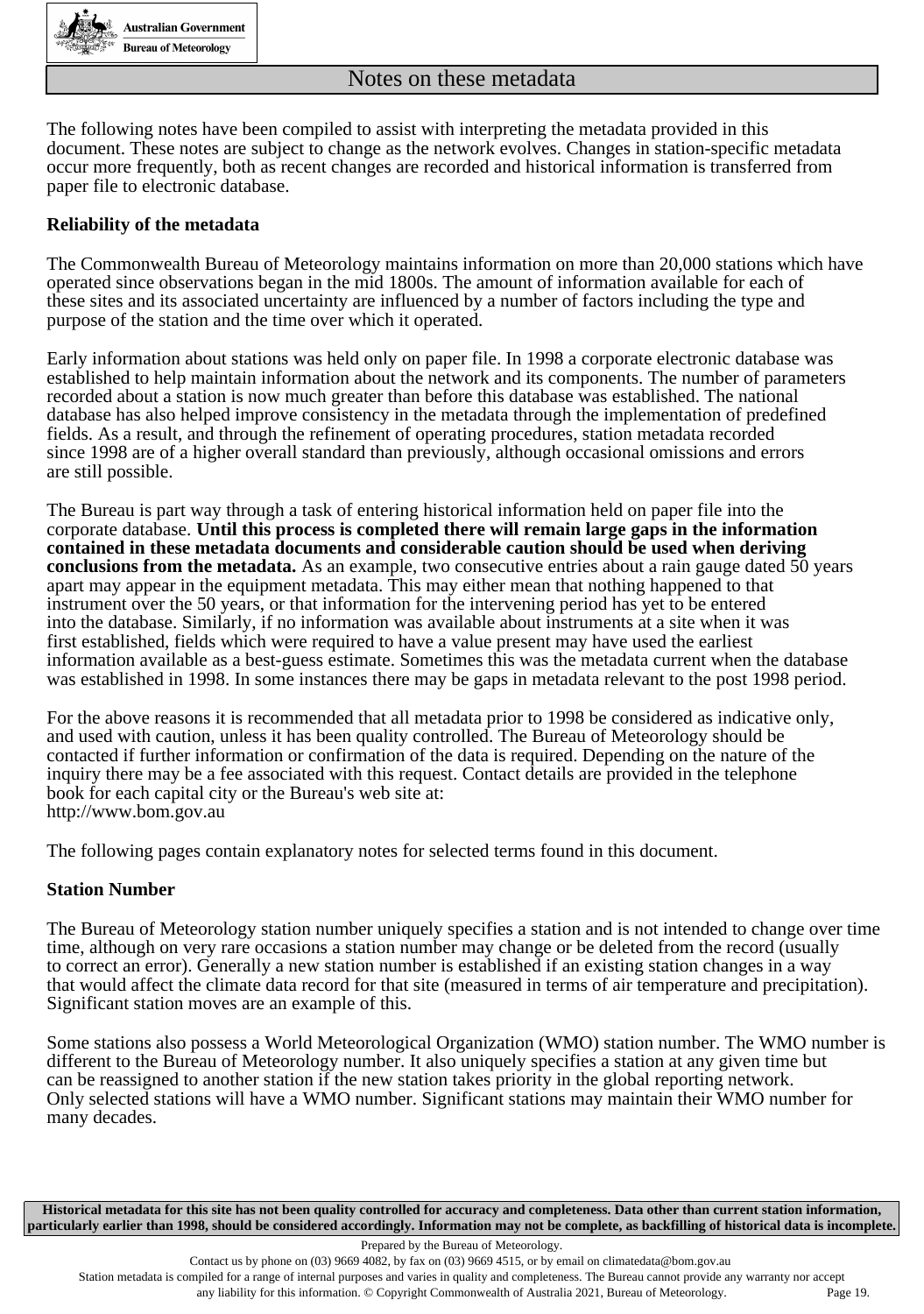# Notes on these metadata

The following notes have been compiled to assist with interpreting the metadata provided in this document. These notes are subject to change as the network evolves. Changes in station-specific metadata occur more frequently, both as recent changes are recorded and historical information is transferred from paper file to electronic database.

**Reliability of the metadata**

The Commonwealth Bureau of Meteorology maintains information on more than 20,000 stations which have operated since observations began in the mid 1800s. The amount of information available for each of these sites and its associated uncertainty are influenced by a number of factors including the type and purpose of the station and the time over which it operated.

Early information about stations was held only on paper file. In 1998 a corporate electronic database was established to help maintain information about the network and its components. The number of parameters recorded about a station is now much greater than before this database was established. The national database has also helped improve consistency in the metadata through the implementation of predefined fields. As a result, and through the refinement of operating procedures, station metadata recorded since 1998 are of a higher overall standard than previously, although occasional omissions and errors are still possible.

The Bureau is part way through a task of entering historical information held on paper file into the corporate database. **Until this process is completed there will remain large gaps in the information contained in these metadata documents and considerable caution should be used when deriving conclusions from the metadata.** As an example, two consecutive entries about a rain gauge dated 50 years apart may appear in the equipment metadata. This may either mean that nothing happened to that instrument over the 50 years, or that information for the intervening period has yet to be entered into the database. Similarly, if no information was available about instruments at a site when it was first established, fields which were required to have a value present may have used the earliest information available as a best-guess estimate. Sometimes this was the metadata current when the database was established in 1998. In some instances there may be gaps in metadata relevant to the post 1998 period.

For the above reasons it is recommended that all metadata prior to 1998 be considered as indicative only, and used with caution, unless it has been quality controlled. The Bureau of Meteorology should be contacted if further information or confirmation of the data is required. Depending on the nature of the inquiry there may be a fee associated with this request. Contact details are provided in the telephone book for each capital city or the Bureau's web site at:
http://www.bom.gov.au

The following pages contain explanatory notes for selected terms found in this document.

**Station Number**

The Bureau of Meteorology station number uniquely specifies a station and is not intended to change over time time, although on very rare occasions a station number may change or be deleted from the record (usually to correct an error). Generally a new station number is established if an existing station changes in a way that would affect the climate data record for that site (measured in terms of air temperature and precipitation). Significant station moves are an example of this.

Some stations also possess a World Meteorological Organization (WMO) station number. The WMO number is different to the Bureau of Meteorology number. It also uniquely specifies a station at any given time but can be reassigned to another station if the new station takes priority in the global reporting network. Only selected stations will have a WMO number. Significant stations may maintain their WMO number for many decades.

**Historical metadata for this site has not been quality controlled for accuracy and completeness. Data other than current station information, particularly earlier than 1998, should be considered accordingly. Information may not be complete, as backfilling of historical data is incomplete.**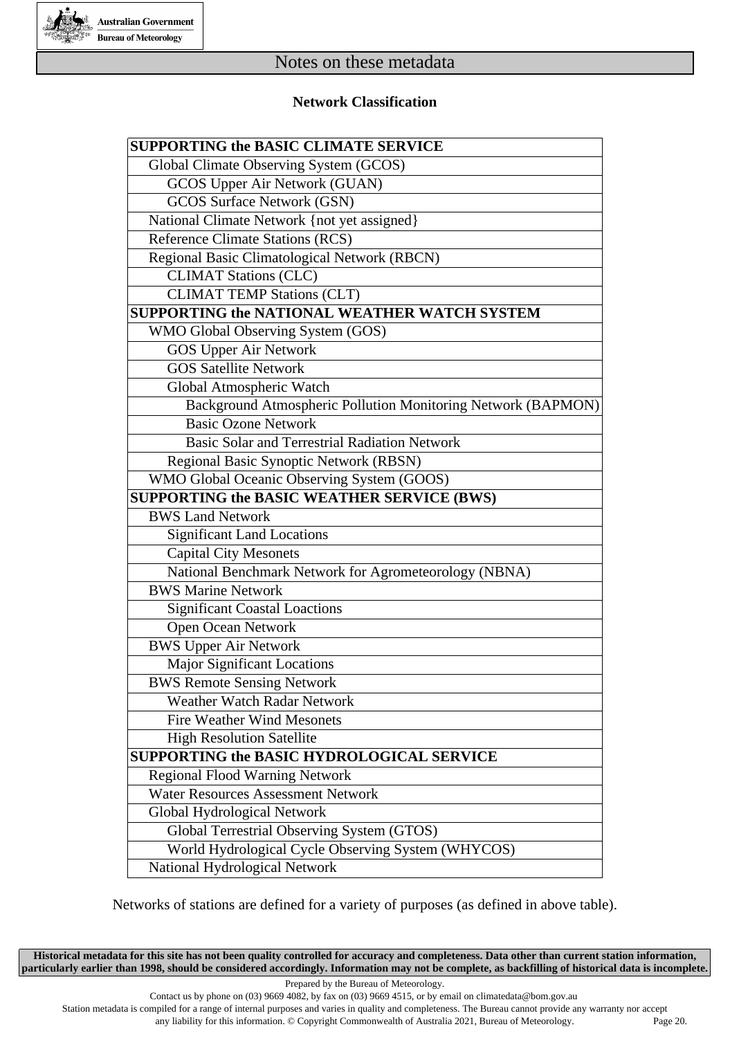# Notes on these metadata

## Network Classification

| |
|---|
| **SUPPORTING the BASIC CLIMATE SERVICE** |
| Global Climate Observing System (GCOS) |
| GCOS Upper Air Network (GUAN) |
| GCOS Surface Network (GSN) |
| National Climate Network {not yet assigned} |
| Reference Climate Stations (RCS) |
| Regional Basic Climatological Network (RBCN) |
| CLIMAT Stations (CLC) |
| CLIMAT TEMP Stations (CLT) |
| **SUPPORTING the NATIONAL WEATHER WATCH SYSTEM** |
| WMO Global Observing System (GOS) |
| GOS Upper Air Network |
| GOS Satellite Network |
| Global Atmospheric Watch |
| Background Atmospheric Pollution Monitoring Network (BAPMON) |
| Basic Ozone Network |
| Basic Solar and Terrestrial Radiation Network |
| Regional Basic Synoptic Network (RBSN) |
| WMO Global Oceanic Observing System (GOOS) |
| **SUPPORTING the BASIC WEATHER SERVICE (BWS)** |
| BWS Land Network |
| Significant Land Locations |
| Capital City Mesonets |
| National Benchmark Network for Agrometeorology (NBNA) |
| BWS Marine Network |
| Significant Coastal Loactions |
| Open Ocean Network |
| BWS Upper Air Network |
| Major Significant Locations |
| BWS Remote Sensing Network |
| Weather Watch Radar Network |
| Fire Weather Wind Mesonets |
| High Resolution Satellite |
| **SUPPORTING the BASIC HYDROLOGICAL SERVICE** |
| Regional Flood Warning Network |
| Water Resources Assessment Network |
| Global Hydrological Network |
| Global Terrestrial Observing System (GTOS) |
| World Hydrological Cycle Observing System (WHYCOS) |
| National Hydrological Network |

Networks of stations are defined for a variety of purposes (as defined in above table).

**Historical metadata for this site has not been quality controlled for accuracy and completeness. Data other than current station information, particularly earlier than 1998, should be considered accordingly. Information may not be complete, as backfilling of historical data is incomplete.**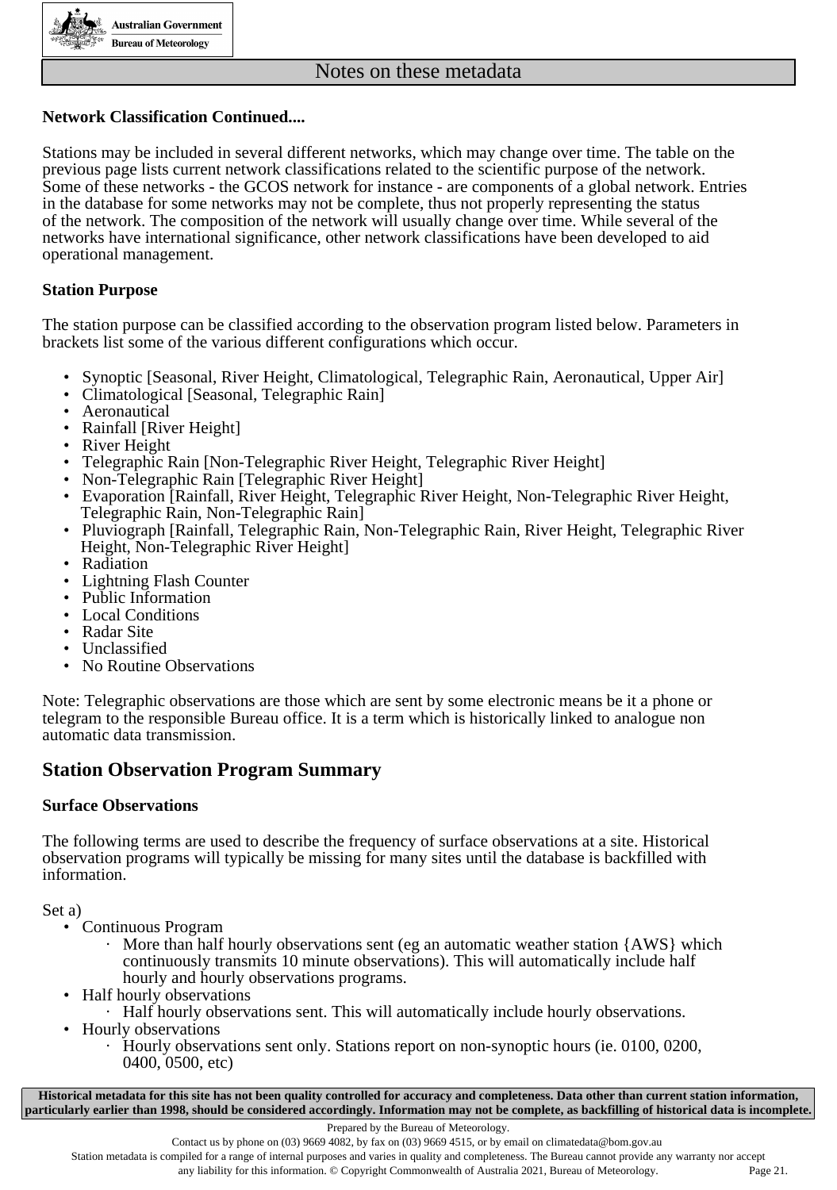## Notes on these metadata

**Network Classification Continued....**

Stations may be included in several different networks, which may change over time. The table on the previous page lists current network classifications related to the scientific purpose of the network. Some of these networks - the GCOS network for instance - are components of a global network. Entries in the database for some networks may not be complete, thus not properly representing the status of the network. The composition of the network will usually change over time. While several of the networks have international significance, other network classifications have been developed to aid operational management.

**Station Purpose**

The station purpose can be classified according to the observation program listed below. Parameters in brackets list some of the various different configurations which occur.

- Synoptic [Seasonal, River Height, Climatological, Telegraphic Rain, Aeronautical, Upper Air]
- Climatological [Seasonal, Telegraphic Rain]
- Aeronautical
- Rainfall [River Height]
- River Height
- Telegraphic Rain [Non-Telegraphic River Height, Telegraphic River Height]
- Non-Telegraphic Rain [Telegraphic River Height]
- Evaporation [Rainfall, River Height, Telegraphic River Height, Non-Telegraphic River Height, Telegraphic Rain, Non-Telegraphic Rain]
- Pluviograph [Rainfall, Telegraphic Rain, Non-Telegraphic Rain, River Height, Telegraphic River Height, Non-Telegraphic River Height]
- Radiation
- Lightning Flash Counter
- Public Information
- Local Conditions
- Radar Site
- Unclassified
- No Routine Observations

Note: Telegraphic observations are those which are sent by some electronic means be it a phone or telegram to the responsible Bureau office. It is a term which is historically linked to analogue non automatic data transmission.

## Station Observation Program Summary

**Surface Observations**

The following terms are used to describe the frequency of surface observations at a site. Historical observation programs will typically be missing for many sites until the database is backfilled with information.

Set a)

- Continuous Program
  - More than half hourly observations sent (eg an automatic weather station {AWS} which continuously transmits 10 minute observations). This will automatically include half hourly and hourly observations programs.
- Half hourly observations
  - Half hourly observations sent. This will automatically include hourly observations.
- Hourly observations
  - Hourly observations sent only. Stations report on non-synoptic hours (ie. 0100, 0200, 0400, 0500, etc)

**Historical metadata for this site has not been quality controlled for accuracy and completeness. Data other than current station information, particularly earlier than 1998, should be considered accordingly. Information may not be complete, as backfilling of historical data is incomplete.**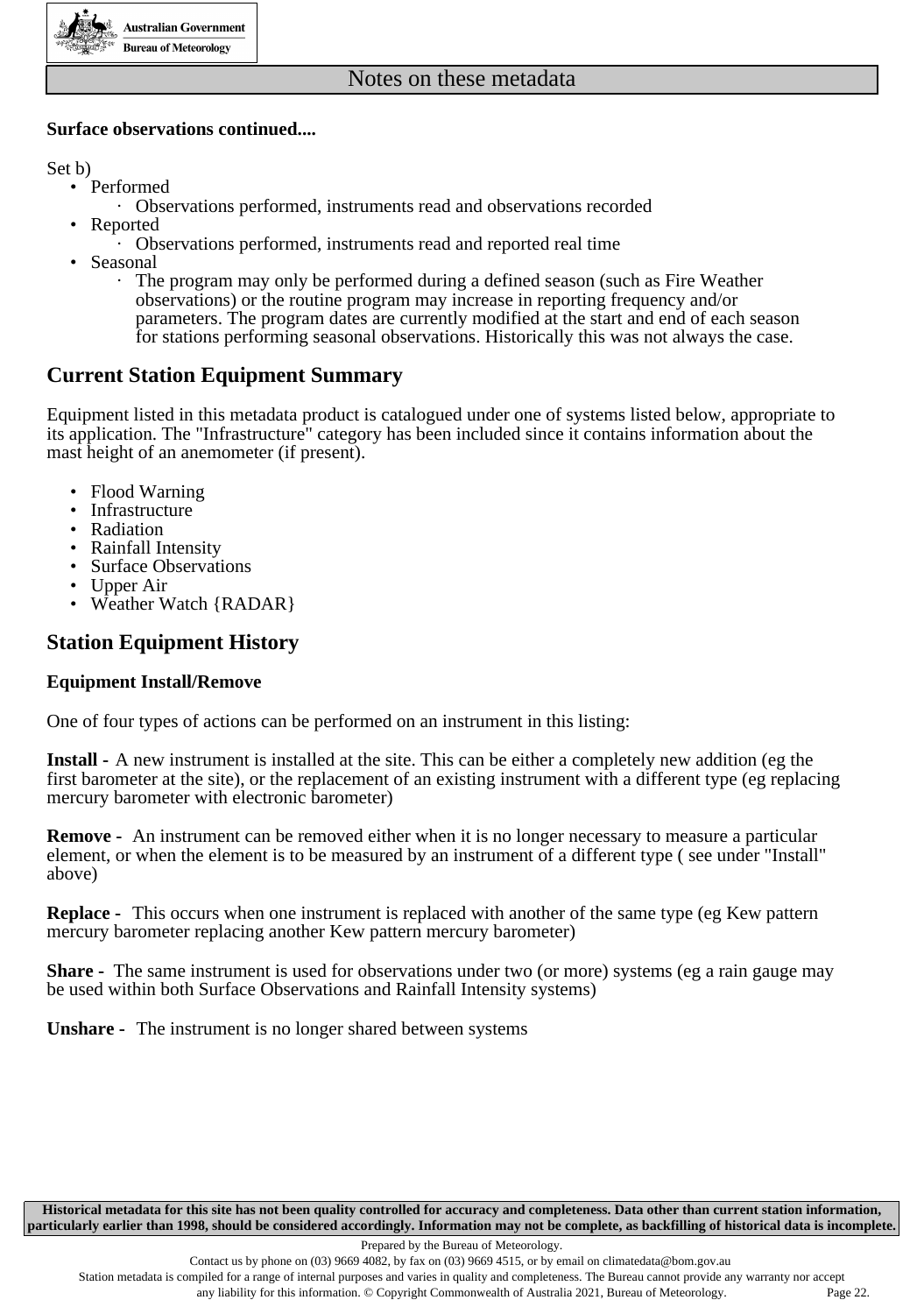**Surface observations continued....**

Set b)

- Performed
  - Observations performed, instruments read and observations recorded
- Reported
  - Observations performed, instruments read and reported real time
- Seasonal
  - The program may only be performed during a defined season (such as Fire Weather observations) or the routine program may increase in reporting frequency and/or parameters. The program dates are currently modified at the start and end of each season for stations performing seasonal observations. Historically this was not always the case.

## Current Station Equipment Summary

Equipment listed in this metadata product is catalogued under one of systems listed below, appropriate to its application. The "Infrastructure" category has been included since it contains information about the mast height of an anemometer (if present).

- Flood Warning
- Infrastructure
- Radiation
- Rainfall Intensity
- Surface Observations
- Upper Air
- Weather Watch {RADAR}

## Station Equipment History

### Equipment Install/Remove

One of four types of actions can be performed on an instrument in this listing:

**Install -** A new instrument is installed at the site. This can be either a completely new addition (eg the first barometer at the site), or the replacement of an existing instrument with a different type (eg replacing mercury barometer with electronic barometer)

**Remove -** An instrument can be removed either when it is no longer necessary to measure a particular element, or when the element is to be measured by an instrument of a different type ( see under "Install" above)

**Replace -** This occurs when one instrument is replaced with another of the same type (eg Kew pattern mercury barometer replacing another Kew pattern mercury barometer)

**Share -** The same instrument is used for observations under two (or more) systems (eg a rain gauge may be used within both Surface Observations and Rainfall Intensity systems)

**Unshare** - The instrument is no longer shared between systems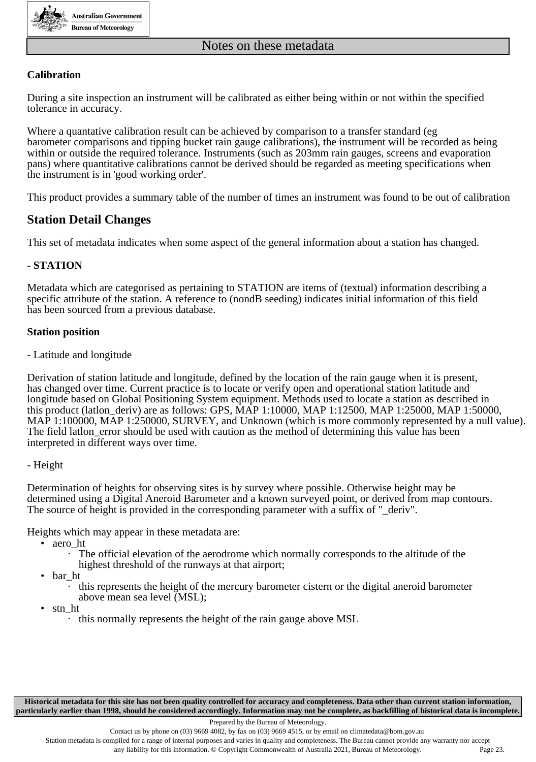Notes on these metadata

**Calibration**

During a site inspection an instrument will be calibrated as either being within or not within the specified tolerance in accuracy.

Where a quantative calibration result can be achieved by comparison to a transfer standard (eg barometer comparisons and tipping bucket rain gauge calibrations), the instrument will be recorded as being within or outside the required tolerance. Instruments (such as 203mm rain gauges, screens and evaporation pans) where quantitative calibrations cannot be derived should be regarded as meeting specifications when the instrument is in 'good working order'.

This product provides a summary table of the number of times an instrument was found to be out of calibration

## Station Detail Changes

This set of metadata indicates when some aspect of the general information about a station has changed.

**- STATION**

Metadata which are categorised as pertaining to STATION are items of (textual) information describing a specific attribute of the station. A reference to (nondB seeding) indicates initial information of this field has been sourced from a previous database.

**Station position**

- Latitude and longitude

Derivation of station latitude and longitude, defined by the location of the rain gauge when it is present, has changed over time. Current practice is to locate or verify open and operational station latitude and longitude based on Global Positioning System equipment. Methods used to locate a station as described in this product (latlon_deriv) are as follows: GPS, MAP 1:10000, MAP 1:12500, MAP 1:25000, MAP 1:50000, MAP 1:100000, MAP 1:250000, SURVEY, and Unknown (which is more commonly represented by a null value). The field latlon_error should be used with caution as the method of determining this value has been interpreted in different ways over time.

- Height

Determination of heights for observing sites is by survey where possible. Otherwise height may be determined using a Digital Aneroid Barometer and a known surveyed point, or derived from map contours. The source of height is provided in the corresponding parameter with a suffix of "_deriv".

Heights which may appear in these metadata are:

- aero_ht
  - The official elevation of the aerodrome which normally corresponds to the altitude of the highest threshold of the runways at that airport;
- bar_ht
  - this represents the height of the mercury barometer cistern or the digital aneroid barometer above mean sea level (MSL);
- stn_ht
  - this normally represents the height of the rain gauge above MSL

**Historical metadata for this site has not been quality controlled for accuracy and completeness. Data other than current station information, particularly earlier than 1998, should be considered accordingly. Information may not be complete, as backfilling of historical data is incomplete.**

Prepared by the Bureau of Meteorology.
Contact us by phone on (03) 9669 4082, by fax on (03) 9669 4515, or by email on climatedata@bom.gov.au
Station metadata is compiled for a range of internal purposes and varies in quality and completeness. The Bureau cannot provide any warranty nor accept any liability for this information. © Copyright Commonwealth of Australia 2021, Bureau of Meteorology.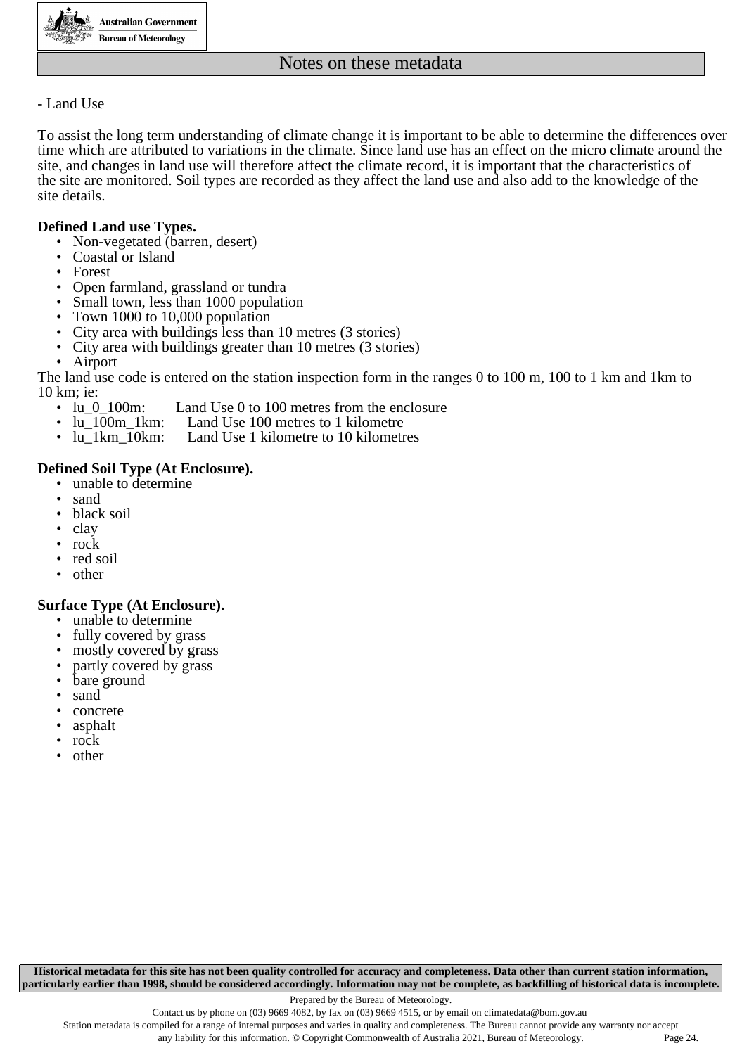## Notes on these metadata

- Land Use

To assist the long term understanding of climate change it is important to be able to determine the differences over time which are attributed to variations in the climate. Since land use has an effect on the micro climate around the site, and changes in land use will therefore affect the climate record, it is important that the characteristics of the site are monitored. Soil types are recorded as they affect the land use and also add to the knowledge of the site details.

**Defined Land use Types.**

- Non-vegetated (barren, desert)
- Coastal or Island
- Forest
- Open farmland, grassland or tundra
- Small town, less than 1000 population
- Town 1000 to 10,000 population
- City area with buildings less than 10 metres (3 stories)
- City area with buildings greater than 10 metres (3 stories)
- Airport

The land use code is entered on the station inspection form in the ranges 0 to 100 m, 100 to 1 km and 1km to 10 km; ie:

- lu_0_100m: Land Use 0 to 100 metres from the enclosure
- lu_100m_1km: Land Use 100 metres to 1 kilometre
- lu_1km_10km: Land Use 1 kilometre to 10 kilometres

**Defined Soil Type (At Enclosure).**

- unable to determine
- sand
- black soil
- clay
- rock
- red soil
- other

**Surface Type (At Enclosure).**

- unable to determine
- fully covered by grass
- mostly covered by grass
- partly covered by grass
- bare ground
- sand
- concrete
- asphalt
- rock
- other

**Historical metadata for this site has not been quality controlled for accuracy and completeness. Data other than current station information, particularly earlier than 1998, should be considered accordingly. Information may not be complete, as backfilling of historical data is incomplete.**

Prepared by the Bureau of Meteorology.

Contact us by phone on (03) 9669 4082, by fax on (03) 9669 4515, or by email on climatedata@bom.gov.au

Station metadata is compiled for a range of internal purposes and varies in quality and completeness. The Bureau cannot provide any warranty nor accept any liability for this information. © Copyright Commonwealth of Australia 2021, Bureau of Meteorology.